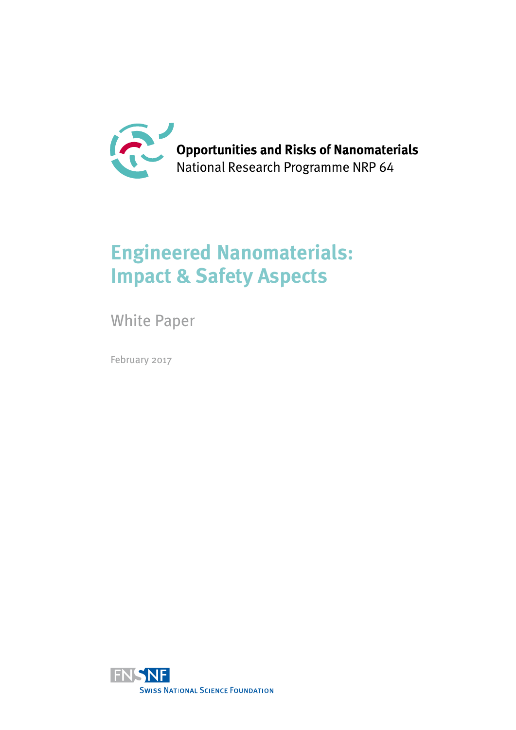**Opportunities and Risks of Nanomaterials**
National Research Programme NRP 64

# Engineered Nanomaterials: Impact & Safety Aspects

## White Paper

February 2017

FNSNF
Swiss National Science Foundation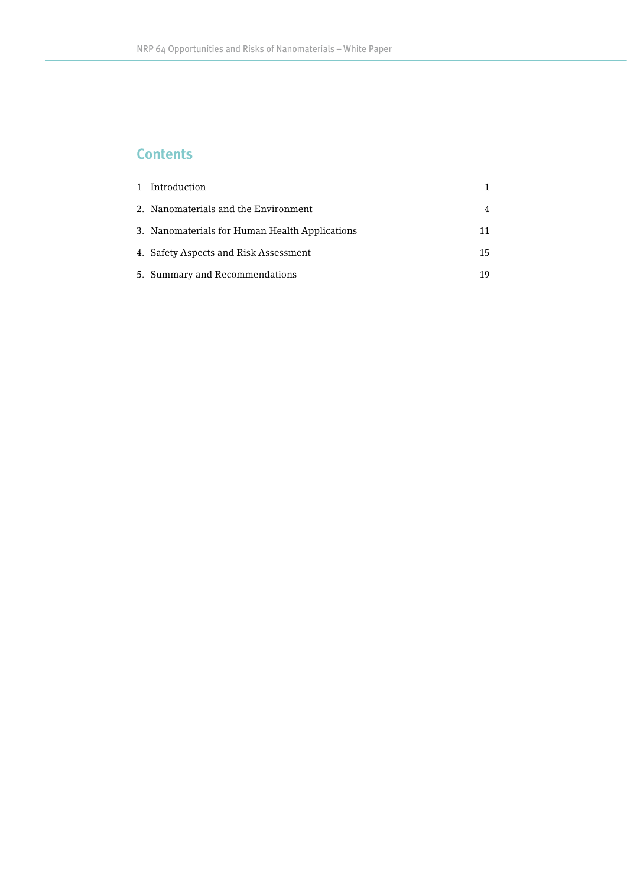## Contents

| | |
|---|---|
| 1 Introduction | 1 |
| 2. Nanomaterials and the Environment | 4 |
| 3. Nanomaterials for Human Health Applications | 11 |
| 4. Safety Aspects and Risk Assessment | 15 |
| 5. Summary and Recommendations | 19 |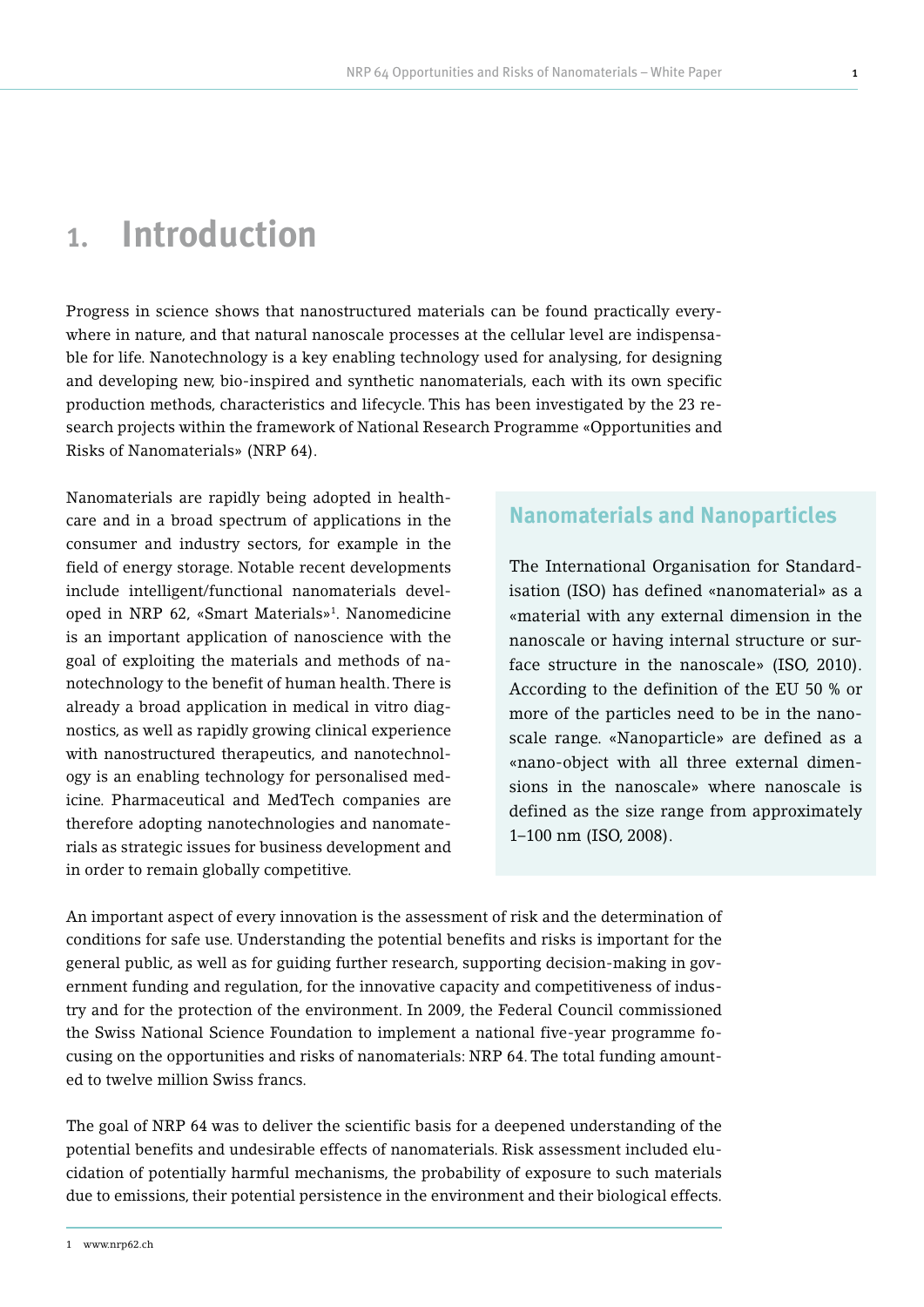# 1. Introduction

Progress in science shows that nanostructured materials can be found practically everywhere in nature, and that natural nanoscale processes at the cellular level are indispensable for life. Nanotechnology is a key enabling technology used for analysing, for designing and developing new, bio-inspired and synthetic nanomaterials, each with its own specific production methods, characteristics and lifecycle. This has been investigated by the 23 research projects within the framework of National Research Programme «Opportunities and Risks of Nanomaterials» (NRP 64).

Nanomaterials are rapidly being adopted in healthcare and in a broad spectrum of applications in the consumer and industry sectors, for example in the field of energy storage. Notable recent developments include intelligent/functional nanomaterials developed in NRP 62, «Smart Materials»[1]. Nanomedicine is an important application of nanoscience with the goal of exploiting the materials and methods of nanotechnology to the benefit of human health. There is already a broad application in medical in vitro diagnostics, as well as rapidly growing clinical experience with nanostructured therapeutics, and nanotechnology is an enabling technology for personalised medicine. Pharmaceutical and MedTech companies are therefore adopting nanotechnologies and nanomaterials as strategic issues for business development and in order to remain globally competitive.

## Nanomaterials and Nanoparticles

The International Organisation for Standardisation (ISO) has defined «nanomaterial» as a «material with any external dimension in the nanoscale or having internal structure or surface structure in the nanoscale» (ISO, 2010). According to the definition of the EU 50 % or more of the particles need to be in the nanoscale range. «Nanoparticle» are defined as a «nano-object with all three external dimensions in the nanoscale» where nanoscale is defined as the size range from approximately 1–100 nm (ISO, 2008).

An important aspect of every innovation is the assessment of risk and the determination of conditions for safe use. Understanding the potential benefits and risks is important for the general public, as well as for guiding further research, supporting decision-making in government funding and regulation, for the innovative capacity and competitiveness of industry and for the protection of the environment. In 2009, the Federal Council commissioned the Swiss National Science Foundation to implement a national five-year programme focusing on the opportunities and risks of nanomaterials: NRP 64. The total funding amounted to twelve million Swiss francs.

The goal of NRP 64 was to deliver the scientific basis for a deepened understanding of the potential benefits and undesirable effects of nanomaterials. Risk assessment included elucidation of potentially harmful mechanisms, the probability of exposure to such materials due to emissions, their potential persistence in the environment and their biological effects.

1 www.nrp62.ch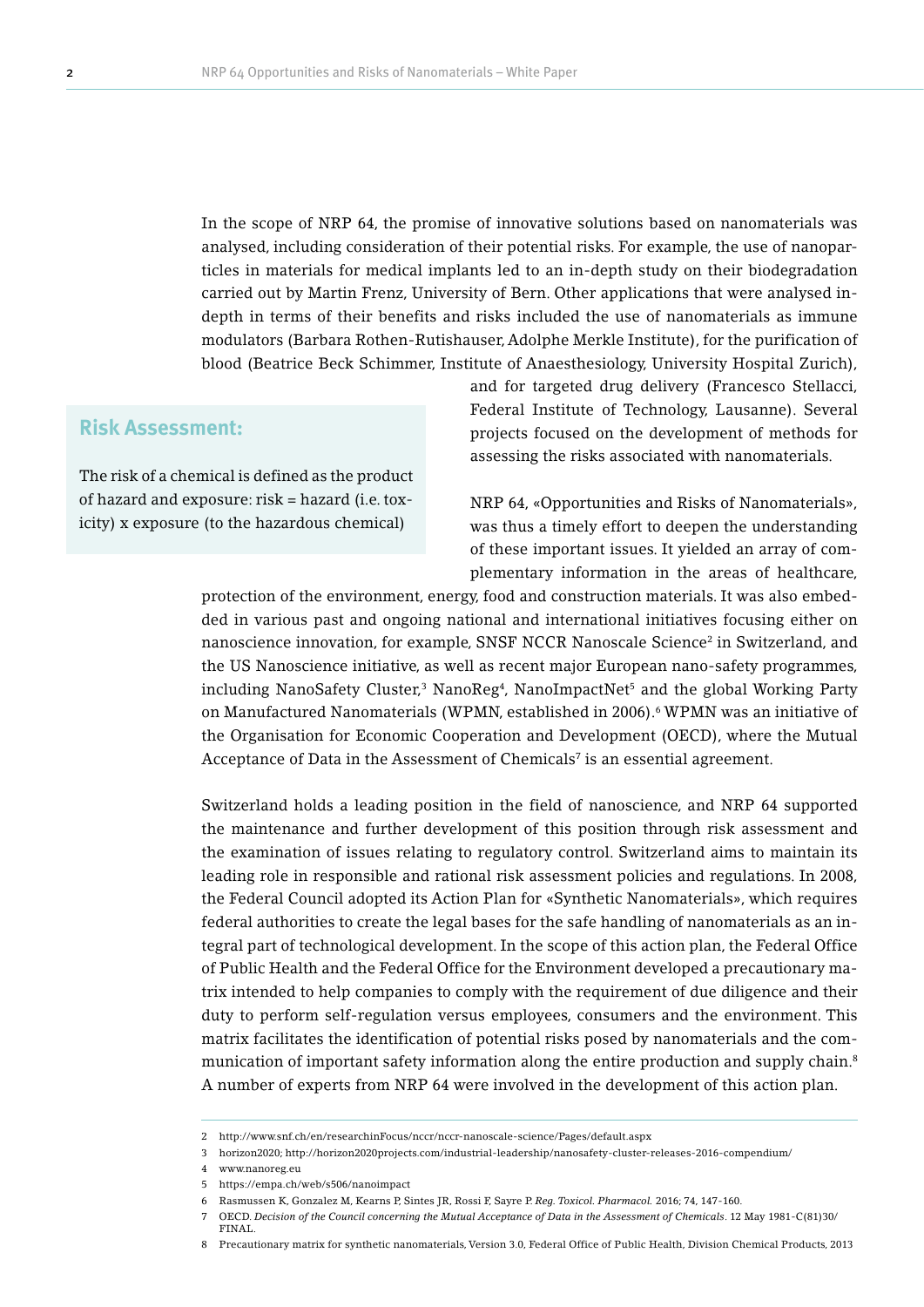In the scope of NRP 64, the promise of innovative solutions based on nanomaterials was analysed, including consideration of their potential risks. For example, the use of nanoparticles in materials for medical implants led to an in-depth study on their biodegradation carried out by Martin Frenz, University of Bern. Other applications that were analysed in-depth in terms of their benefits and risks included the use of nanomaterials as immune modulators (Barbara Rothen-Rutishauser, Adolphe Merkle Institute), for the purification of blood (Beatrice Beck Schimmer, Institute of Anaesthesiology, University Hospital Zurich), and for targeted drug delivery (Francesco Stellacci, Federal Institute of Technology, Lausanne). Several projects focused on the development of methods for assessing the risks associated with nanomaterials.

> **Risk Assessment:**
>
> The risk of a chemical is defined as the product of hazard and exposure: risk = hazard (i.e. toxicity) x exposure (to the hazardous chemical)

NRP 64, «Opportunities and Risks of Nanomaterials», was thus a timely effort to deepen the understanding of these important issues. It yielded an array of complementary information in the areas of healthcare, protection of the environment, energy, food and construction materials. It was also embedded in various past and ongoing national and international initiatives focusing either on nanoscience innovation, for example, SNSF NCCR Nanoscale Science[2] in Switzerland, and the US Nanoscience initiative, as well as recent major European nano-safety programmes, including NanoSafety Cluster,[3] NanoReg[4], NanoImpactNet[5] and the global Working Party on Manufactured Nanomaterials (WPMN, established in 2006).[6] WPMN was an initiative of the Organisation for Economic Cooperation and Development (OECD), where the Mutual Acceptance of Data in the Assessment of Chemicals[7] is an essential agreement.

Switzerland holds a leading position in the field of nanoscience, and NRP 64 supported the maintenance and further development of this position through risk assessment and the examination of issues relating to regulatory control. Switzerland aims to maintain its leading role in responsible and rational risk assessment policies and regulations. In 2008, the Federal Council adopted its Action Plan for «Synthetic Nanomaterials», which requires federal authorities to create the legal bases for the safe handling of nanomaterials as an integral part of technological development. In the scope of this action plan, the Federal Office of Public Health and the Federal Office for the Environment developed a precautionary matrix intended to help companies to comply with the requirement of due diligence and their duty to perform self-regulation versus employees, consumers and the environment. This matrix facilitates the identification of potential risks posed by nanomaterials and the communication of important safety information along the entire production and supply chain.[8] A number of experts from NRP 64 were involved in the development of this action plan.

---

2 http://www.snf.ch/en/researchinFocus/nccr/nccr-nanoscale-science/Pages/default.aspx

3 horizon2020; http://horizon2020projects.com/industrial-leadership/nanosafety-cluster-releases-2016-compendium/

4 www.nanoreg.eu

5 https://empa.ch/web/s506/nanoimpact

6 Rasmussen K, Gonzalez M, Kearns P, Sintes JR, Rossi F, Sayre P. *Reg. Toxicol. Pharmacol.* 2016; 74, 147-160.

7 OECD. *Decision of the Council concerning the Mutual Acceptance of Data in the Assessment of Chemicals*. 12 May 1981-C(81)30/FINAL.

8 Precautionary matrix for synthetic nanomaterials, Version 3.0, Federal Office of Public Health, Division Chemical Products, 2013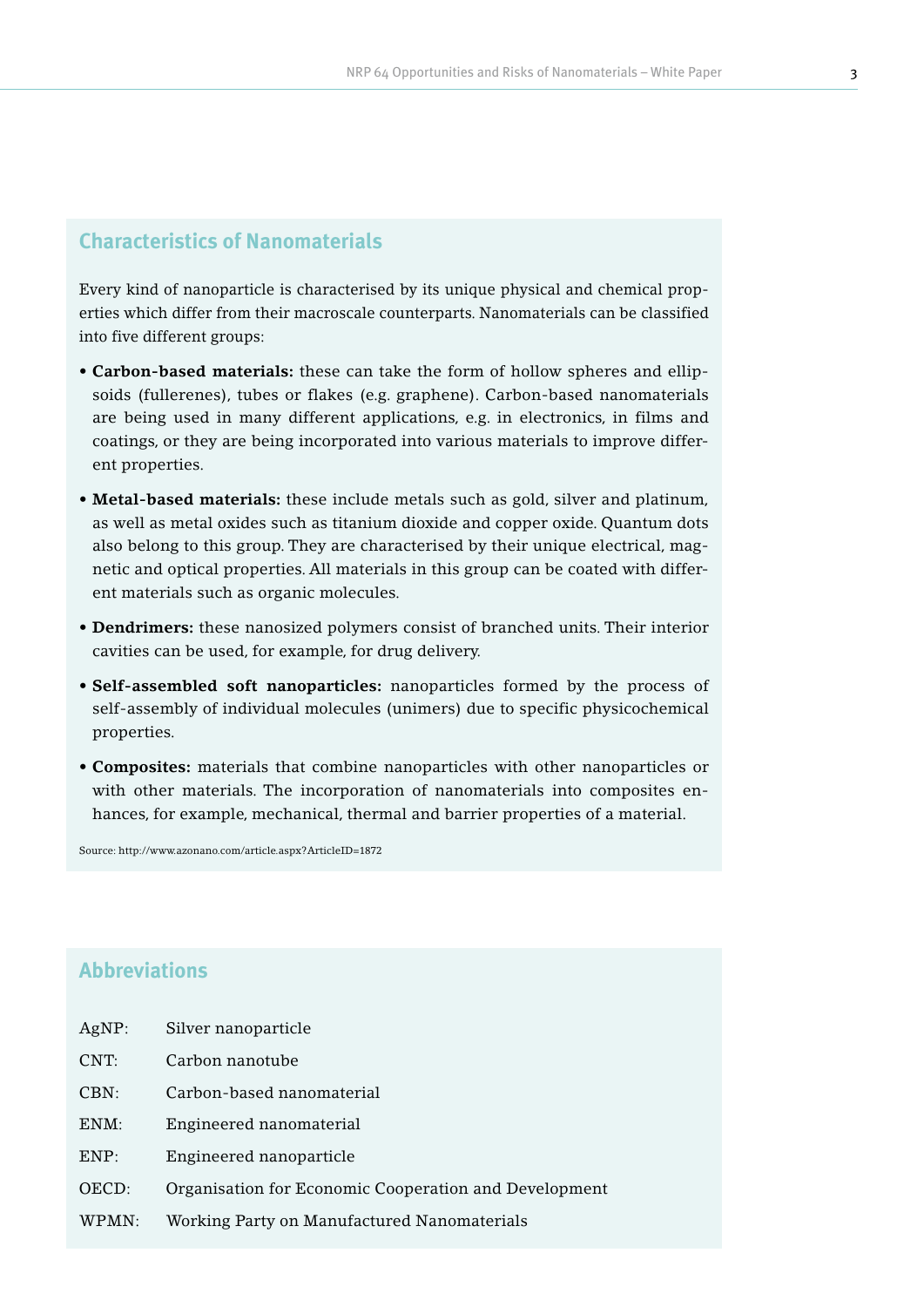## Characteristics of Nanomaterials

Every kind of nanoparticle is characterised by its unique physical and chemical properties which differ from their macroscale counterparts. Nanomaterials can be classified into five different groups:

- **Carbon-based materials:** these can take the form of hollow spheres and ellipsoids (fullerenes), tubes or flakes (e.g. graphene). Carbon-based nanomaterials are being used in many different applications, e.g. in electronics, in films and coatings, or they are being incorporated into various materials to improve different properties.
- **Metal-based materials:** these include metals such as gold, silver and platinum, as well as metal oxides such as titanium dioxide and copper oxide. Quantum dots also belong to this group. They are characterised by their unique electrical, magnetic and optical properties. All materials in this group can be coated with different materials such as organic molecules.
- **Dendrimers:** these nanosized polymers consist of branched units. Their interior cavities can be used, for example, for drug delivery.
- **Self-assembled soft nanoparticles:** nanoparticles formed by the process of self-assembly of individual molecules (unimers) due to specific physicochemical properties.
- **Composites:** materials that combine nanoparticles with other nanoparticles or with other materials. The incorporation of nanomaterials into composites enhances, for example, mechanical, thermal and barrier properties of a material.

Source: http://www.azonano.com/article.aspx?ArticleID=1872

## Abbreviations

| | |
|---|---|
| AgNP: | Silver nanoparticle |
| CNT: | Carbon nanotube |
| CBN: | Carbon-based nanomaterial |
| ENM: | Engineered nanomaterial |
| ENP: | Engineered nanoparticle |
| OECD: | Organisation for Economic Cooperation and Development |
| WPMN: | Working Party on Manufactured Nanomaterials |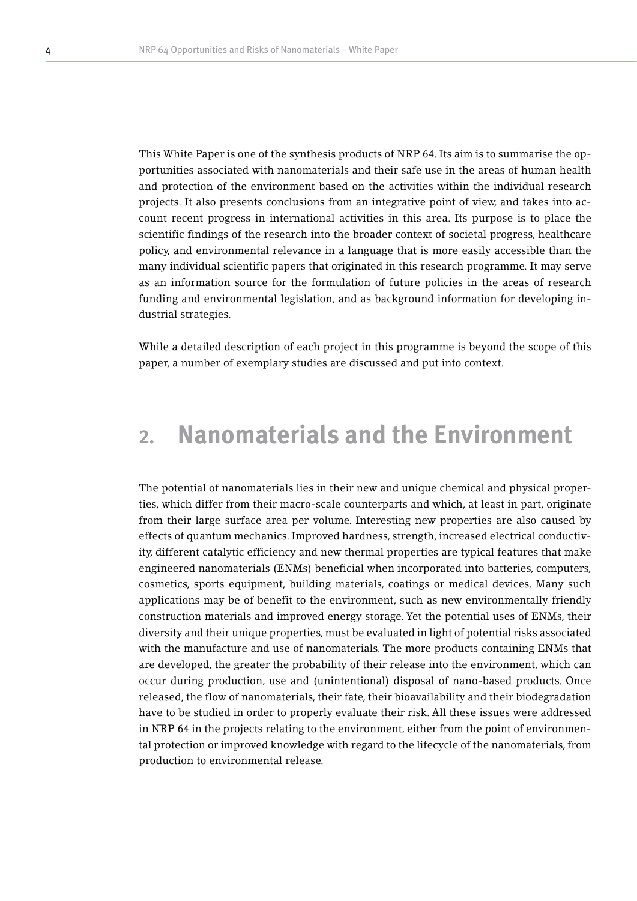This White Paper is one of the synthesis products of NRP 64. Its aim is to summarise the opportunities associated with nanomaterials and their safe use in the areas of human health and protection of the environment based on the activities within the individual research projects. It also presents conclusions from an integrative point of view, and takes into account recent progress in international activities in this area. Its purpose is to place the scientific findings of the research into the broader context of societal progress, healthcare policy, and environmental relevance in a language that is more easily accessible than the many individual scientific papers that originated in this research programme. It may serve as an information source for the formulation of future policies in the areas of research funding and environmental legislation, and as background information for developing industrial strategies.

While a detailed description of each project in this programme is beyond the scope of this paper, a number of exemplary studies are discussed and put into context.

# 2. Nanomaterials and the Environment

The potential of nanomaterials lies in their new and unique chemical and physical properties, which differ from their macro-scale counterparts and which, at least in part, originate from their large surface area per volume. Interesting new properties are also caused by effects of quantum mechanics. Improved hardness, strength, increased electrical conductivity, different catalytic efficiency and new thermal properties are typical features that make engineered nanomaterials (ENMs) beneficial when incorporated into batteries, computers, cosmetics, sports equipment, building materials, coatings or medical devices. Many such applications may be of benefit to the environment, such as new environmentally friendly construction materials and improved energy storage. Yet the potential uses of ENMs, their diversity and their unique properties, must be evaluated in light of potential risks associated with the manufacture and use of nanomaterials. The more products containing ENMs that are developed, the greater the probability of their release into the environment, which can occur during production, use and (unintentional) disposal of nano-based products. Once released, the flow of nanomaterials, their fate, their bioavailability and their biodegradation have to be studied in order to properly evaluate their risk. All these issues were addressed in NRP 64 in the projects relating to the environment, either from the point of environmental protection or improved knowledge with regard to the lifecycle of the nanomaterials, from production to environmental release.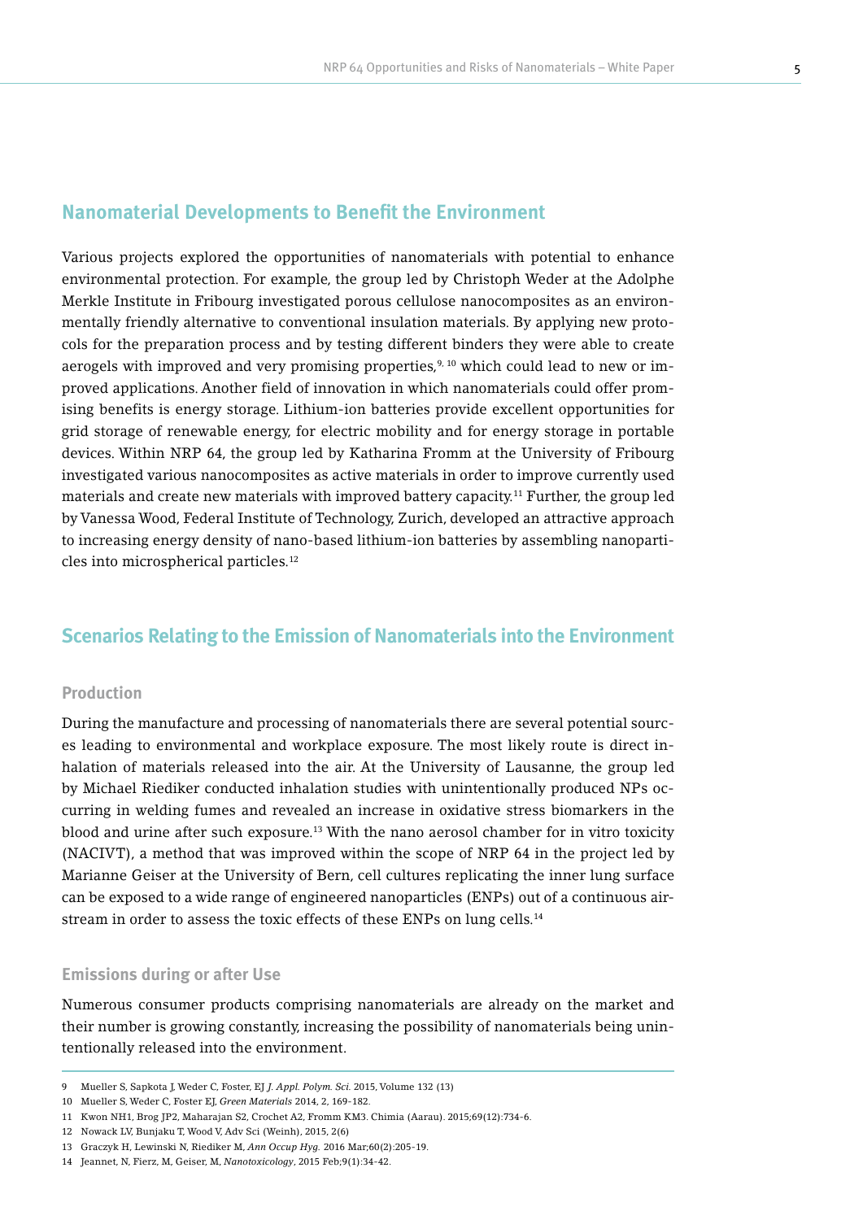## Nanomaterial Developments to Benefit the Environment

Various projects explored the opportunities of nanomaterials with potential to enhance environmental protection. For example, the group led by Christoph Weder at the Adolphe Merkle Institute in Fribourg investigated porous cellulose nanocomposites as an environmentally friendly alternative to conventional insulation materials. By applying new protocols for the preparation process and by testing different binders they were able to create aerogels with improved and very promising properties,[9, 10] which could lead to new or improved applications. Another field of innovation in which nanomaterials could offer promising benefits is energy storage. Lithium-ion batteries provide excellent opportunities for grid storage of renewable energy, for electric mobility and for energy storage in portable devices. Within NRP 64, the group led by Katharina Fromm at the University of Fribourg investigated various nanocomposites as active materials in order to improve currently used materials and create new materials with improved battery capacity.[11] Further, the group led by Vanessa Wood, Federal Institute of Technology, Zurich, developed an attractive approach to increasing energy density of nano-based lithium-ion batteries by assembling nanoparticles into microspherical particles.[12]

## Scenarios Relating to the Emission of Nanomaterials into the Environment

### Production

During the manufacture and processing of nanomaterials there are several potential sources leading to environmental and workplace exposure. The most likely route is direct inhalation of materials released into the air. At the University of Lausanne, the group led by Michael Riediker conducted inhalation studies with unintentionally produced NPs occurring in welding fumes and revealed an increase in oxidative stress biomarkers in the blood and urine after such exposure.[13] With the nano aerosol chamber for in vitro toxicity (NACIVT), a method that was improved within the scope of NRP 64 in the project led by Marianne Geiser at the University of Bern, cell cultures replicating the inner lung surface can be exposed to a wide range of engineered nanoparticles (ENPs) out of a continuous airstream in order to assess the toxic effects of these ENPs on lung cells.[14]

### Emissions during or after Use

Numerous consumer products comprising nanomaterials are already on the market and their number is growing constantly, increasing the possibility of nanomaterials being unintentionally released into the environment.

---

9 Mueller S, Sapkota J, Weder C, Foster, EJ *J. Appl. Polym. Sci.* 2015, Volume 132 (13)

10 Mueller S, Weder C, Foster EJ, *Green Materials* 2014, 2, 169-182.

11 Kwon NH1, Brog JP2, Maharajan S2, Crochet A2, Fromm KM3. Chimia (Aarau). 2015;69(12):734-6.

12 Nowack LV, Bunjaku T, Wood V, Adv Sci (Weinh), 2015, 2(6)

13 Graczyk H, Lewinski N, Riediker M, *Ann Occup Hyg.* 2016 Mar;60(2):205-19.

14 Jeannet, N, Fierz, M, Geiser, M, *Nanotoxicology*, 2015 Feb;9(1):34-42.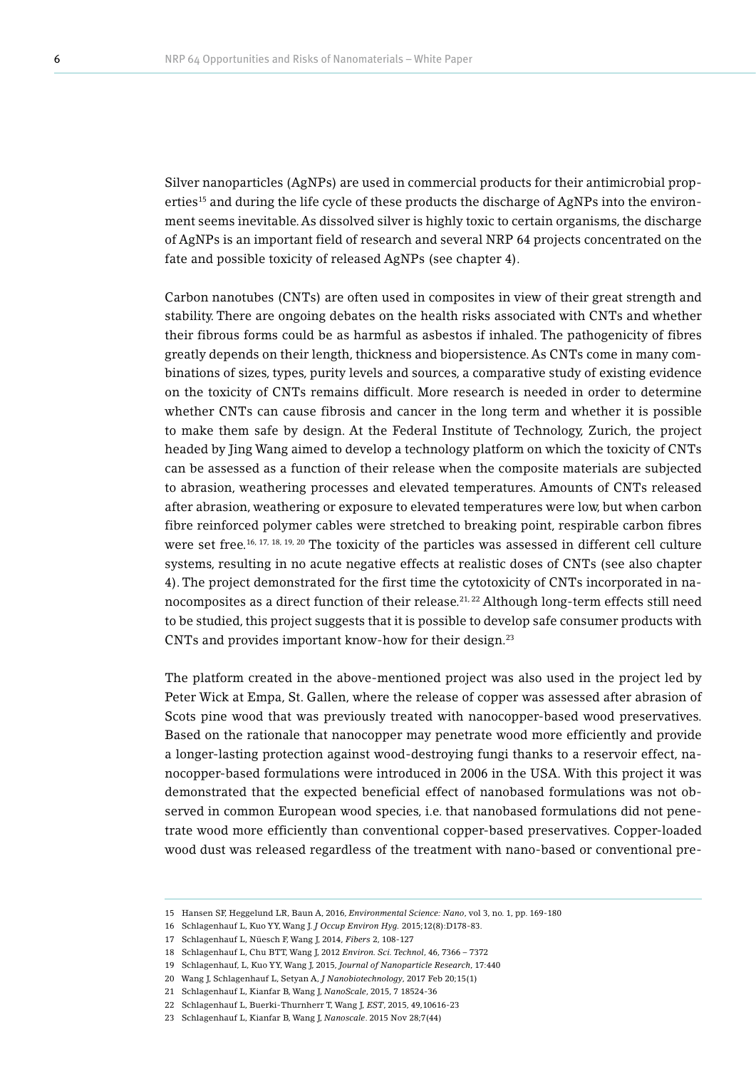Silver nanoparticles (AgNPs) are used in commercial products for their antimicrobial properties[15] and during the life cycle of these products the discharge of AgNPs into the environment seems inevitable. As dissolved silver is highly toxic to certain organisms, the discharge of AgNPs is an important field of research and several NRP 64 projects concentrated on the fate and possible toxicity of released AgNPs (see chapter 4).

Carbon nanotubes (CNTs) are often used in composites in view of their great strength and stability. There are ongoing debates on the health risks associated with CNTs and whether their fibrous forms could be as harmful as asbestos if inhaled. The pathogenicity of fibres greatly depends on their length, thickness and biopersistence. As CNTs come in many combinations of sizes, types, purity levels and sources, a comparative study of existing evidence on the toxicity of CNTs remains difficult. More research is needed in order to determine whether CNTs can cause fibrosis and cancer in the long term and whether it is possible to make them safe by design. At the Federal Institute of Technology, Zurich, the project headed by Jing Wang aimed to develop a technology platform on which the toxicity of CNTs can be assessed as a function of their release when the composite materials are subjected to abrasion, weathering processes and elevated temperatures. Amounts of CNTs released after abrasion, weathering or exposure to elevated temperatures were low, but when carbon fibre reinforced polymer cables were stretched to breaking point, respirable carbon fibres were set free.[16, 17, 18, 19, 20] The toxicity of the particles was assessed in different cell culture systems, resulting in no acute negative effects at realistic doses of CNTs (see also chapter 4). The project demonstrated for the first time the cytotoxicity of CNTs incorporated in nanocomposites as a direct function of their release.[21, 22] Although long-term effects still need to be studied, this project suggests that it is possible to develop safe consumer products with CNTs and provides important know-how for their design.[23]

The platform created in the above-mentioned project was also used in the project led by Peter Wick at Empa, St. Gallen, where the release of copper was assessed after abrasion of Scots pine wood that was previously treated with nanocopper-based wood preservatives. Based on the rationale that nanocopper may penetrate wood more efficiently and provide a longer-lasting protection against wood-destroying fungi thanks to a reservoir effect, nanocopper-based formulations were introduced in 2006 in the USA. With this project it was demonstrated that the expected beneficial effect of nanobased formulations was not observed in common European wood species, i.e. that nanobased formulations did not penetrate wood more efficiently than conventional copper-based preservatives. Copper-loaded wood dust was released regardless of the treatment with nano-based or conventional pre-

---

15 Hansen SF, Heggelund LR, Baun A, 2016, *Environmental Science: Nano*, vol 3, no. 1, pp. 169-180

16 Schlagenhauf L, Kuo YY, Wang J. *J Occup Environ Hyg.* 2015;12(8):D178-83.

17 Schlagenhauf L, Nüesch F, Wang J, 2014, *Fibers* 2, 108-127

18 Schlagenhauf L, Chu BTT, Wang J, 2012 *Environ. Sci. Technol*, 46, 7366 – 7372

19 Schlagenhauf, L, Kuo YY, Wang J, 2015, *Journal of Nanoparticle Research*, 17:440

20 Wang J, Schlagenhauf L, Setyan A, *J Nanobiotechnology*, 2017 Feb 20;15(1)

21 Schlagenhauf L, Kianfar B, Wang J, *NanoScale*, 2015, 7 18524-36

22 Schlagenhauf L, Buerki-Thurnherr T, Wang J, *EST*, 2015, 49,10616-23

23 Schlagenhauf L, Kianfar B, Wang J, *Nanoscale*. 2015 Nov 28;7(44)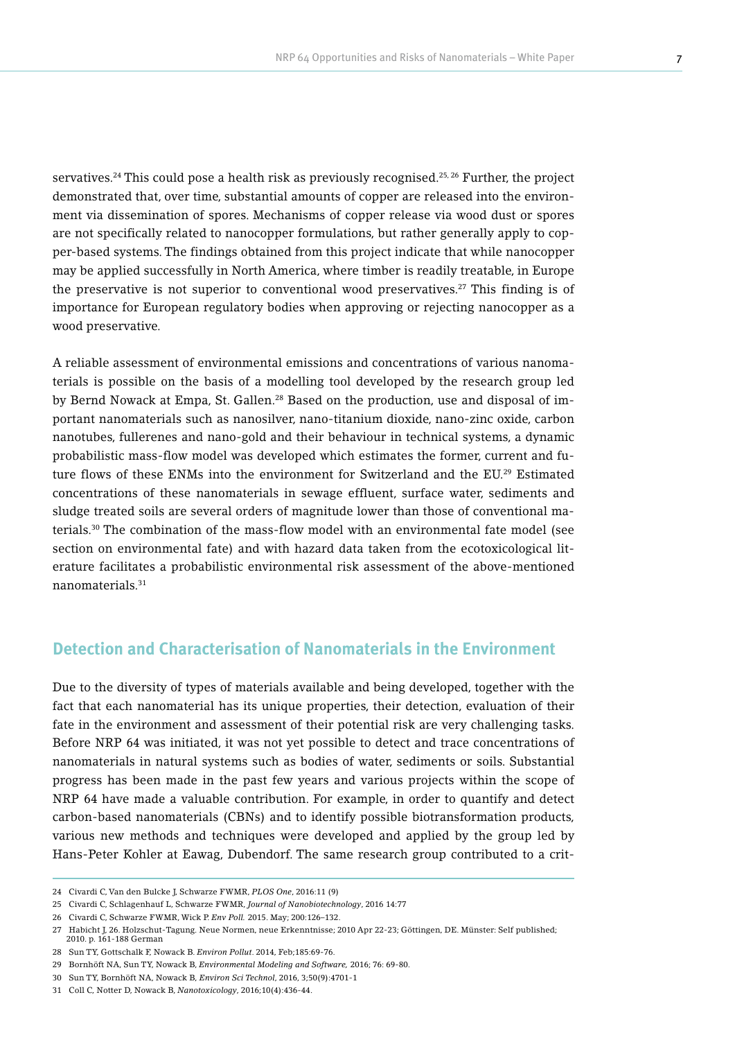servatives.[24] This could pose a health risk as previously recognised.[25, 26] Further, the project demonstrated that, over time, substantial amounts of copper are released into the environment via dissemination of spores. Mechanisms of copper release via wood dust or spores are not specifically related to nanocopper formulations, but rather generally apply to copper-based systems. The findings obtained from this project indicate that while nanocopper may be applied successfully in North America, where timber is readily treatable, in Europe the preservative is not superior to conventional wood preservatives.[27] This finding is of importance for European regulatory bodies when approving or rejecting nanocopper as a wood preservative.

A reliable assessment of environmental emissions and concentrations of various nanomaterials is possible on the basis of a modelling tool developed by the research group led by Bernd Nowack at Empa, St. Gallen.[28] Based on the production, use and disposal of important nanomaterials such as nanosilver, nano-titanium dioxide, nano-zinc oxide, carbon nanotubes, fullerenes and nano-gold and their behaviour in technical systems, a dynamic probabilistic mass-flow model was developed which estimates the former, current and future flows of these ENMs into the environment for Switzerland and the EU.[29] Estimated concentrations of these nanomaterials in sewage effluent, surface water, sediments and sludge treated soils are several orders of magnitude lower than those of conventional materials.[30] The combination of the mass-flow model with an environmental fate model (see section on environmental fate) and with hazard data taken from the ecotoxicological literature facilitates a probabilistic environmental risk assessment of the above-mentioned nanomaterials.[31]

## Detection and Characterisation of Nanomaterials in the Environment

Due to the diversity of types of materials available and being developed, together with the fact that each nanomaterial has its unique properties, their detection, evaluation of their fate in the environment and assessment of their potential risk are very challenging tasks. Before NRP 64 was initiated, it was not yet possible to detect and trace concentrations of nanomaterials in natural systems such as bodies of water, sediments or soils. Substantial progress has been made in the past few years and various projects within the scope of NRP 64 have made a valuable contribution. For example, in order to quantify and detect carbon-based nanomaterials (CBNs) and to identify possible biotransformation products, various new methods and techniques were developed and applied by the group led by Hans-Peter Kohler at Eawag, Dubendorf. The same research group contributed to a crit-

---

24 Civardi C, Van den Bulcke J, Schwarze FWMR, *PLOS One*, 2016:11 (9)

25 Civardi C, Schlagenhauf L, Schwarze FWMR, *Journal of Nanobiotechnology*, 2016 14:77

26 Civardi C, Schwarze FWMR, Wick P. *Env Poll.* 2015. May; 200:126–132.

27 Habicht J, 26. Holzschut-Tagung. Neue Normen, neue Erkenntnisse; 2010 Apr 22-23; Göttingen, DE. Münster: Self published; 2010. p. 161-188 German

28 Sun TY, Gottschalk F, Nowack B. *Environ Pollut*. 2014, Feb;185:69-76.

29 Bornhöft NA, Sun TY, Nowack B, *Environmental Modeling and Software,* 2016; 76: 69-80.

30 Sun TY, Bornhöft NA, Nowack B, *Environ Sci Technol*, 2016, 3;50(9):4701-1

31 Coll C, Notter D, Nowack B, *Nanotoxicology*, 2016;10(4):436-44.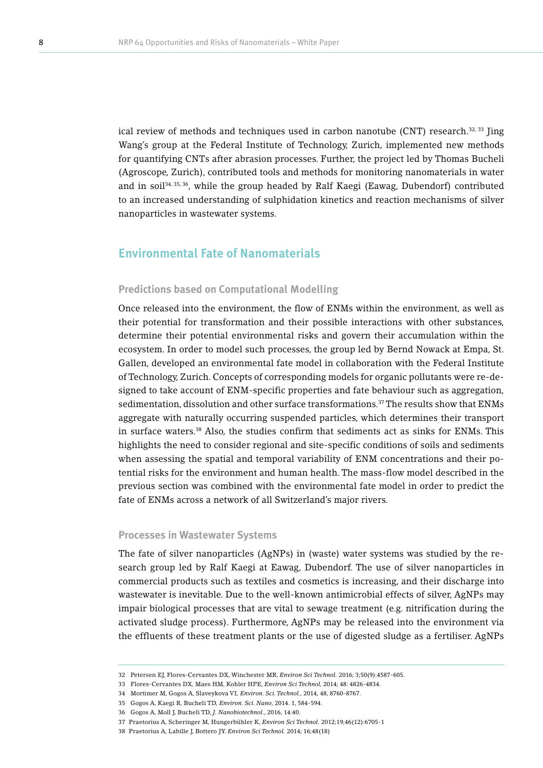ical review of methods and techniques used in carbon nanotube (CNT) research.[32, 33] Jing Wang's group at the Federal Institute of Technology, Zurich, implemented new methods for quantifying CNTs after abrasion processes. Further, the project led by Thomas Bucheli (Agroscope, Zurich), contributed tools and methods for monitoring nanomaterials in water and in soil[34, 35, 36], while the group headed by Ralf Kaegi (Eawag, Dubendorf) contributed to an increased understanding of sulphidation kinetics and reaction mechanisms of silver nanoparticles in wastewater systems.

## Environmental Fate of Nanomaterials

### Predictions based on Computational Modelling

Once released into the environment, the flow of ENMs within the environment, as well as their potential for transformation and their possible interactions with other substances, determine their potential environmental risks and govern their accumulation within the ecosystem. In order to model such processes, the group led by Bernd Nowack at Empa, St. Gallen, developed an environmental fate model in collaboration with the Federal Institute of Technology, Zurich. Concepts of corresponding models for organic pollutants were re-designed to take account of ENM-specific properties and fate behaviour such as aggregation, sedimentation, dissolution and other surface transformations.[37] The results show that ENMs aggregate with naturally occurring suspended particles, which determines their transport in surface waters.[38] Also, the studies confirm that sediments act as sinks for ENMs. This highlights the need to consider regional and site-specific conditions of soils and sediments when assessing the spatial and temporal variability of ENM concentrations and their potential risks for the environment and human health. The mass-flow model described in the previous section was combined with the environmental fate model in order to predict the fate of ENMs across a network of all Switzerland's major rivers.

### Processes in Wastewater Systems

The fate of silver nanoparticles (AgNPs) in (waste) water systems was studied by the research group led by Ralf Kaegi at Eawag, Dubendorf. The use of silver nanoparticles in commercial products such as textiles and cosmetics is increasing, and their discharge into wastewater is inevitable. Due to the well-known antimicrobial effects of silver, AgNPs may impair biological processes that are vital to sewage treatment (e.g. nitrification during the activated sludge process). Furthermore, AgNPs may be released into the environment via the effluents of these treatment plants or the use of digested sludge as a fertiliser. AgNPs

---

32 Petersen EJ, Flores-Cervantes DX, Winchester MR, *Environ Sci Technol.* 2016; 3;50(9):4587-605.

33 Flores-Cervantes DX, Maes HM, Kohler HPE, *Environ Sci Technol*, 2014; 48: 4826-4834.

34 Mortimer M, Gogos A, Slaveykova VI, *Environ. Sci. Technol.*, 2014, 48, 8760-8767.

35 Gogos A, Kaegi R, Bucheli TD, *Environ. Sci. Nano*, 2014. 1, 584-594.

36 Gogos A, Moll J, Bucheli TD, *J. Nanobiotechnol.*, 2016, 14:40.

37 Praetorius A, Scheringer M, Hungerbühler K, *Environ Sci Technol.* 2012;19;46(12):6705-1

38 Praetorius A, Labille J, Bottero JY. *Environ Sci Technol.* 2014; 16;48(18)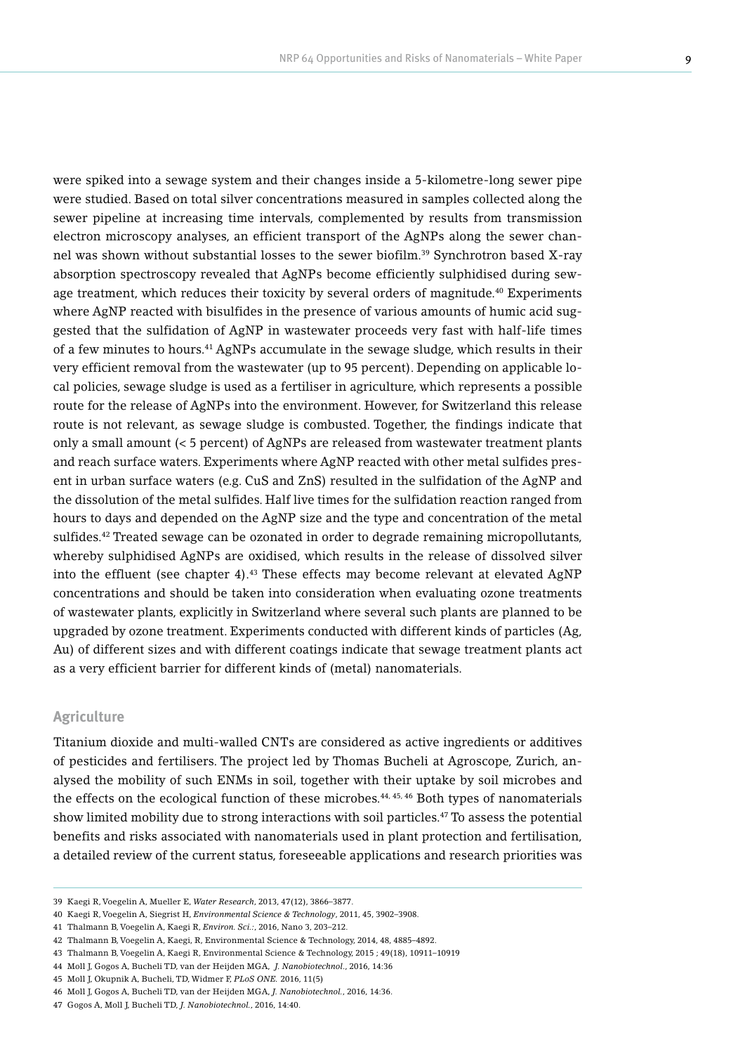were spiked into a sewage system and their changes inside a 5-kilometre-long sewer pipe were studied. Based on total silver concentrations measured in samples collected along the sewer pipeline at increasing time intervals, complemented by results from transmission electron microscopy analyses, an efficient transport of the AgNPs along the sewer channel was shown without substantial losses to the sewer biofilm.[39] Synchrotron based X-ray absorption spectroscopy revealed that AgNPs become efficiently sulphidised during sewage treatment, which reduces their toxicity by several orders of magnitude.[40] Experiments where AgNP reacted with bisulfides in the presence of various amounts of humic acid suggested that the sulfidation of AgNP in wastewater proceeds very fast with half-life times of a few minutes to hours.[41] AgNPs accumulate in the sewage sludge, which results in their very efficient removal from the wastewater (up to 95 percent). Depending on applicable local policies, sewage sludge is used as a fertiliser in agriculture, which represents a possible route for the release of AgNPs into the environment. However, for Switzerland this release route is not relevant, as sewage sludge is combusted. Together, the findings indicate that only a small amount (< 5 percent) of AgNPs are released from wastewater treatment plants and reach surface waters. Experiments where AgNP reacted with other metal sulfides present in urban surface waters (e.g. CuS and ZnS) resulted in the sulfidation of the AgNP and the dissolution of the metal sulfides. Half live times for the sulfidation reaction ranged from hours to days and depended on the AgNP size and the type and concentration of the metal sulfides.[42] Treated sewage can be ozonated in order to degrade remaining micropollutants, whereby sulphidised AgNPs are oxidised, which results in the release of dissolved silver into the effluent (see chapter 4).[43] These effects may become relevant at elevated AgNP concentrations and should be taken into consideration when evaluating ozone treatments of wastewater plants, explicitly in Switzerland where several such plants are planned to be upgraded by ozone treatment. Experiments conducted with different kinds of particles (Ag, Au) of different sizes and with different coatings indicate that sewage treatment plants act as a very efficient barrier for different kinds of (metal) nanomaterials.

## Agriculture

Titanium dioxide and multi-walled CNTs are considered as active ingredients or additives of pesticides and fertilisers. The project led by Thomas Bucheli at Agroscope, Zurich, analysed the mobility of such ENMs in soil, together with their uptake by soil microbes and the effects on the ecological function of these microbes.[44, 45, 46] Both types of nanomaterials show limited mobility due to strong interactions with soil particles.[47] To assess the potential benefits and risks associated with nanomaterials used in plant protection and fertilisation, a detailed review of the current status, foreseeable applications and research priorities was

---

39 Kaegi R, Voegelin A, Mueller E, *Water Research*, 2013, 47(12), 3866–3877.

40 Kaegi R, Voegelin A, Siegrist H, *Environmental Science & Technology*, 2011, 45, 3902–3908.

41 Thalmann B, Voegelin A, Kaegi R, *Environ. Sci.:*, 2016, Nano 3, 203–212.

42 Thalmann B, Voegelin A, Kaegi, R, Environmental Science & Technology, 2014, 48, 4885–4892.

43 Thalmann B, Voegelin A, Kaegi R, Environmental Science & Technology, 2015 ; 49(18), 10911–10919

44 Moll J, Gogos A, Bucheli TD, van der Heijden MGA, *J. Nanobiotechnol.*, 2016, 14:36

45 Moll J, Okupnik A, Bucheli, TD, Widmer F, *PLoS ONE.* 2016, 11(5)

46 Moll J, Gogos A, Bucheli TD, van der Heijden MGA, *J. Nanobiotechnol.*, 2016, 14:36.

47 Gogos A, Moll J, Bucheli TD, *J. Nanobiotechnol.*, 2016, 14:40.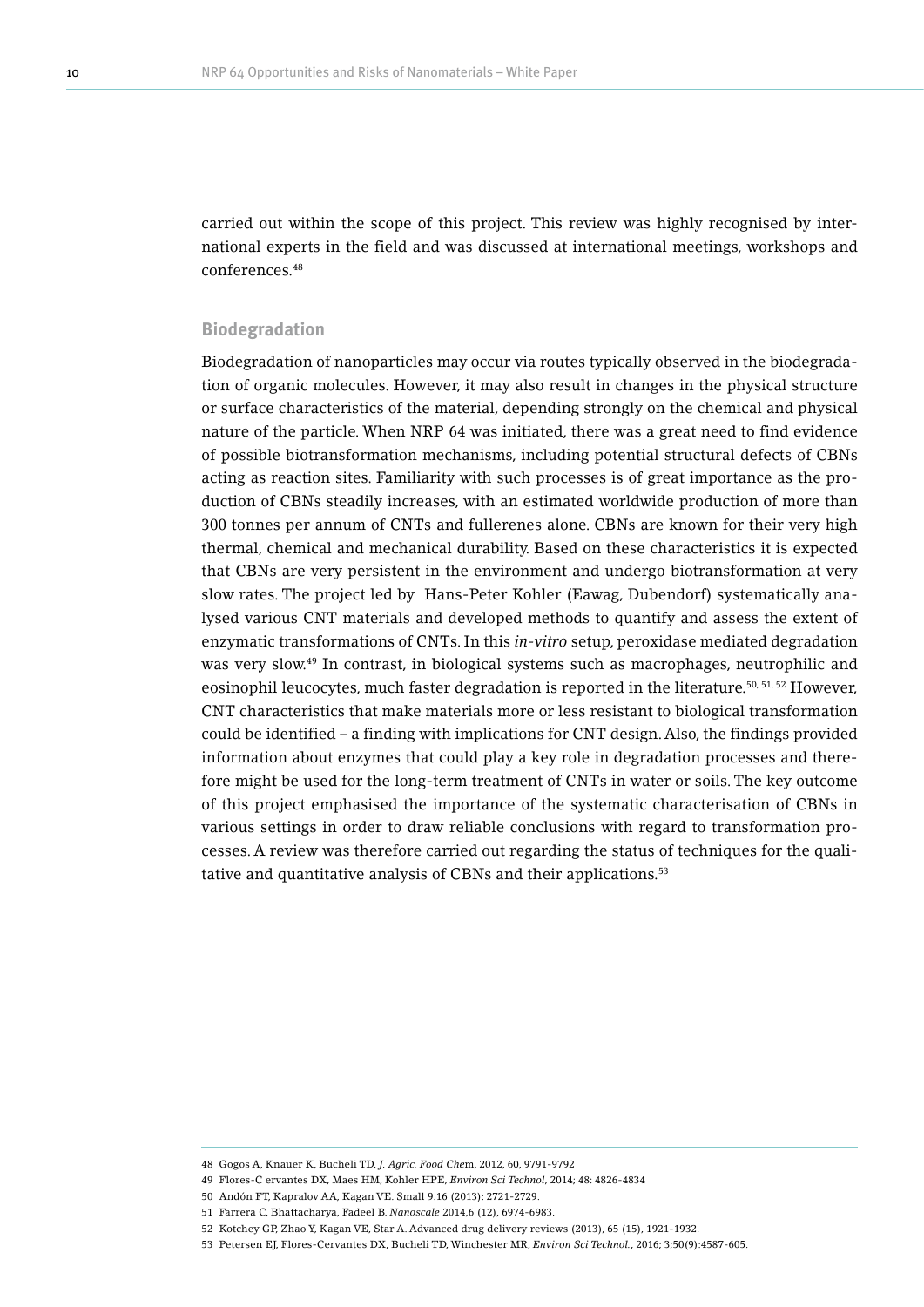carried out within the scope of this project. This review was highly recognised by international experts in the field and was discussed at international meetings, workshops and conferences.[48]

### Biodegradation

Biodegradation of nanoparticles may occur via routes typically observed in the biodegradation of organic molecules. However, it may also result in changes in the physical structure or surface characteristics of the material, depending strongly on the chemical and physical nature of the particle. When NRP 64 was initiated, there was a great need to find evidence of possible biotransformation mechanisms, including potential structural defects of CBNs acting as reaction sites. Familiarity with such processes is of great importance as the production of CBNs steadily increases, with an estimated worldwide production of more than 300 tonnes per annum of CNTs and fullerenes alone. CBNs are known for their very high thermal, chemical and mechanical durability. Based on these characteristics it is expected that CBNs are very persistent in the environment and undergo biotransformation at very slow rates. The project led by Hans-Peter Kohler (Eawag, Dubendorf) systematically analysed various CNT materials and developed methods to quantify and assess the extent of enzymatic transformations of CNTs. In this *in-vitro* setup, peroxidase mediated degradation was very slow.[49] In contrast, in biological systems such as macrophages, neutrophilic and eosinophil leucocytes, much faster degradation is reported in the literature.[50, 51, 52] However, CNT characteristics that make materials more or less resistant to biological transformation could be identified – a finding with implications for CNT design. Also, the findings provided information about enzymes that could play a key role in degradation processes and therefore might be used for the long-term treatment of CNTs in water or soils. The key outcome of this project emphasised the importance of the systematic characterisation of CBNs in various settings in order to draw reliable conclusions with regard to transformation processes. A review was therefore carried out regarding the status of techniques for the qualitative and quantitative analysis of CBNs and their applications.[53]

---

48 Gogos A, Knauer K, Bucheli TD, *J. Agric. Food Chem*, 2012, 60, 9791-9792

49 Flores-C ervantes DX, Maes HM, Kohler HPE, *Environ Sci Technol*, 2014; 48: 4826-4834

50 Andón FT, Kapralov AA, Kagan VE. Small 9.16 (2013): 2721-2729.

51 Farrera C, Bhattacharya, Fadeel B. *Nanoscale* 2014,6 (12), 6974-6983.

52 Kotchey GP, Zhao Y, Kagan VE, Star A. Advanced drug delivery reviews (2013), 65 (15), 1921-1932.

53 Petersen EJ, Flores-Cervantes DX, Bucheli TD, Winchester MR, *Environ Sci Technol.*, 2016; 3;50(9):4587-605.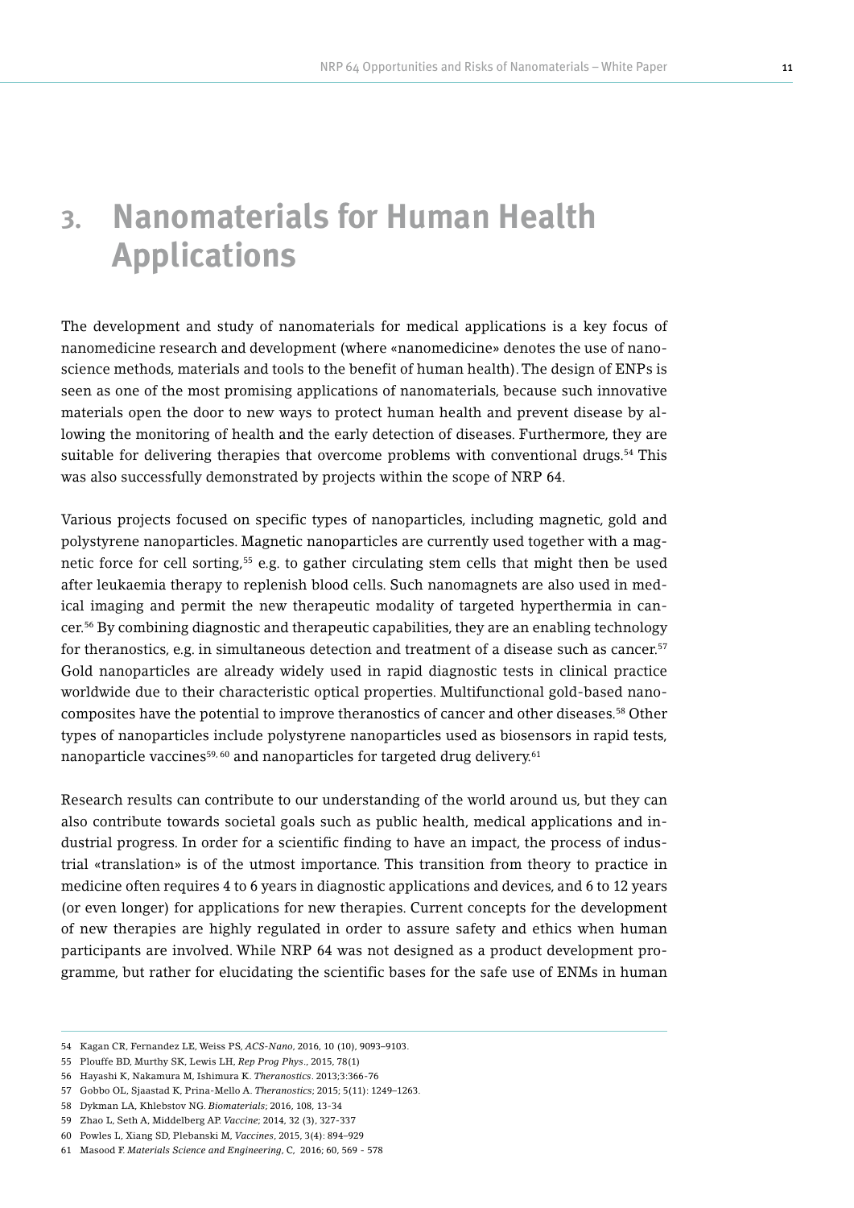# 3. Nanomaterials for Human Health Applications

The development and study of nanomaterials for medical applications is a key focus of nanomedicine research and development (where «nanomedicine» denotes the use of nanoscience methods, materials and tools to the benefit of human health). The design of ENPs is seen as one of the most promising applications of nanomaterials, because such innovative materials open the door to new ways to protect human health and prevent disease by allowing the monitoring of health and the early detection of diseases. Furthermore, they are suitable for delivering therapies that overcome problems with conventional drugs.[54] This was also successfully demonstrated by projects within the scope of NRP 64.

Various projects focused on specific types of nanoparticles, including magnetic, gold and polystyrene nanoparticles. Magnetic nanoparticles are currently used together with a magnetic force for cell sorting,[55] e.g. to gather circulating stem cells that might then be used after leukaemia therapy to replenish blood cells. Such nanomagnets are also used in medical imaging and permit the new therapeutic modality of targeted hyperthermia in cancer.[56] By combining diagnostic and therapeutic capabilities, they are an enabling technology for theranostics, e.g. in simultaneous detection and treatment of a disease such as cancer.[57] Gold nanoparticles are already widely used in rapid diagnostic tests in clinical practice worldwide due to their characteristic optical properties. Multifunctional gold-based nanocomposites have the potential to improve theranostics of cancer and other diseases.[58] Other types of nanoparticles include polystyrene nanoparticles used as biosensors in rapid tests, nanoparticle vaccines[59, 60] and nanoparticles for targeted drug delivery.[61]

Research results can contribute to our understanding of the world around us, but they can also contribute towards societal goals such as public health, medical applications and industrial progress. In order for a scientific finding to have an impact, the process of industrial «translation» is of the utmost importance. This transition from theory to practice in medicine often requires 4 to 6 years in diagnostic applications and devices, and 6 to 12 years (or even longer) for applications for new therapies. Current concepts for the development of new therapies are highly regulated in order to assure safety and ethics when human participants are involved. While NRP 64 was not designed as a product development programme, but rather for elucidating the scientific bases for the safe use of ENMs in human

---

54 Kagan CR, Fernandez LE, Weiss PS, *ACS-Nano*, 2016, 10 (10), 9093–9103.

55 Plouffe BD, Murthy SK, Lewis LH, *Rep Prog Phys*., 2015, 78(1)

56 Hayashi K, Nakamura M, Ishimura K. *Theranostics*. 2013;3:366-76

57 Gobbo OL, Sjaastad K, Prina-Mello A. *Theranostics*; 2015; 5(11): 1249–1263.

58 Dykman LA, Khlebstov NG. *Biomaterials*; 2016, 108, 13-34

59 Zhao L, Seth A, Middelberg AP. *Vaccine*; 2014, 32 (3), 327-337

60 Powles L, Xiang SD, Plebanski M, *Vaccines*, 2015, 3(4): 894–929

61 Masood F. *Materials Science and Engineering*, C, 2016; 60, 569 - 578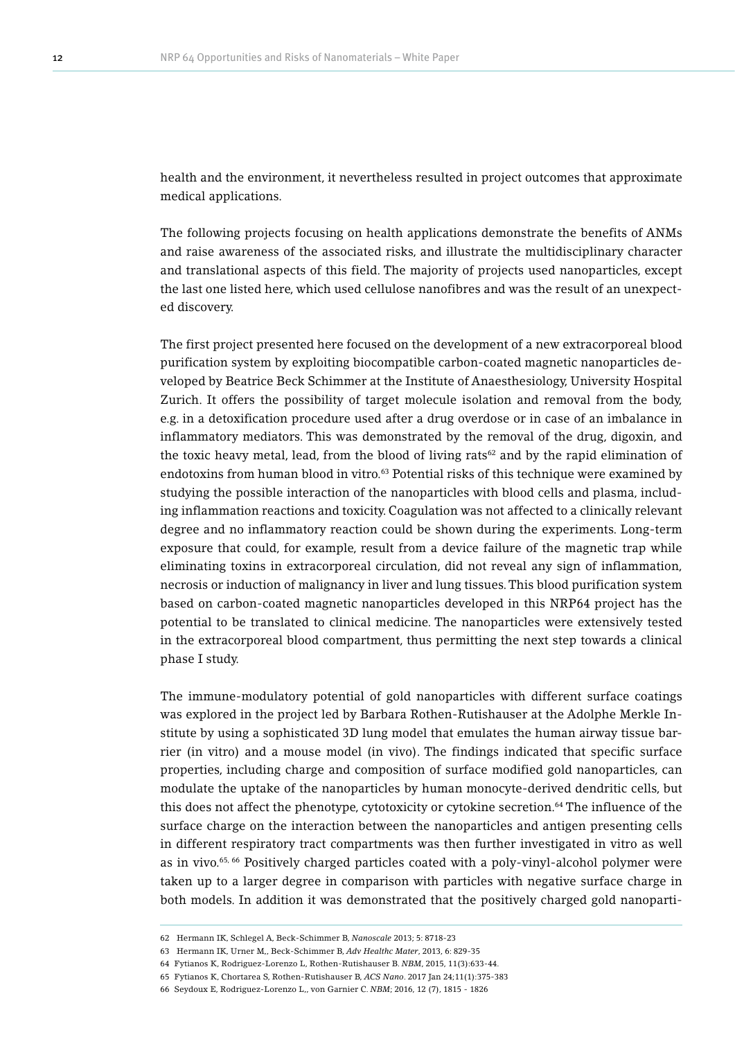health and the environment, it nevertheless resulted in project outcomes that approximate medical applications.

The following projects focusing on health applications demonstrate the benefits of ANMs and raise awareness of the associated risks, and illustrate the multidisciplinary character and translational aspects of this field. The majority of projects used nanoparticles, except the last one listed here, which used cellulose nanofibres and was the result of an unexpected discovery.

The first project presented here focused on the development of a new extracorporeal blood purification system by exploiting biocompatible carbon-coated magnetic nanoparticles developed by Beatrice Beck Schimmer at the Institute of Anaesthesiology, University Hospital Zurich. It offers the possibility of target molecule isolation and removal from the body, e.g. in a detoxification procedure used after a drug overdose or in case of an imbalance in inflammatory mediators. This was demonstrated by the removal of the drug, digoxin, and the toxic heavy metal, lead, from the blood of living rats[62] and by the rapid elimination of endotoxins from human blood in vitro.[63] Potential risks of this technique were examined by studying the possible interaction of the nanoparticles with blood cells and plasma, including inflammation reactions and toxicity. Coagulation was not affected to a clinically relevant degree and no inflammatory reaction could be shown during the experiments. Long-term exposure that could, for example, result from a device failure of the magnetic trap while eliminating toxins in extracorporeal circulation, did not reveal any sign of inflammation, necrosis or induction of malignancy in liver and lung tissues. This blood purification system based on carbon-coated magnetic nanoparticles developed in this NRP64 project has the potential to be translated to clinical medicine. The nanoparticles were extensively tested in the extracorporeal blood compartment, thus permitting the next step towards a clinical phase I study.

The immune-modulatory potential of gold nanoparticles with different surface coatings was explored in the project led by Barbara Rothen-Rutishauser at the Adolphe Merkle Institute by using a sophisticated 3D lung model that emulates the human airway tissue barrier (in vitro) and a mouse model (in vivo). The findings indicated that specific surface properties, including charge and composition of surface modified gold nanoparticles, can modulate the uptake of the nanoparticles by human monocyte-derived dendritic cells, but this does not affect the phenotype, cytotoxicity or cytokine secretion.[64] The influence of the surface charge on the interaction between the nanoparticles and antigen presenting cells in different respiratory tract compartments was then further investigated in vitro as well as in vivo.[65, 66] Positively charged particles coated with a poly-vinyl-alcohol polymer were taken up to a larger degree in comparison with particles with negative surface charge in both models. In addition it was demonstrated that the positively charged gold nanoparti-

---

62 Hermann IK, Schlegel A, Beck-Schimmer B, *Nanoscale* 2013; 5: 8718-23

63 Hermann IK, Urner M,, Beck-Schimmer B, *Adv Healthc Mater*, 2013, 6: 829-35

64 Fytianos K, Rodriguez-Lorenzo L, Rothen-Rutishauser B. *NBM*, 2015, 11(3):633-44.

65 Fytianos K, Chortarea S, Rothen-Rutishauser B, *ACS Nano*. 2017 Jan 24;11(1):375-383

66 Seydoux E, Rodriguez-Lorenzo L,, von Garnier C. *NBM*; 2016, 12 (7), 1815 - 1826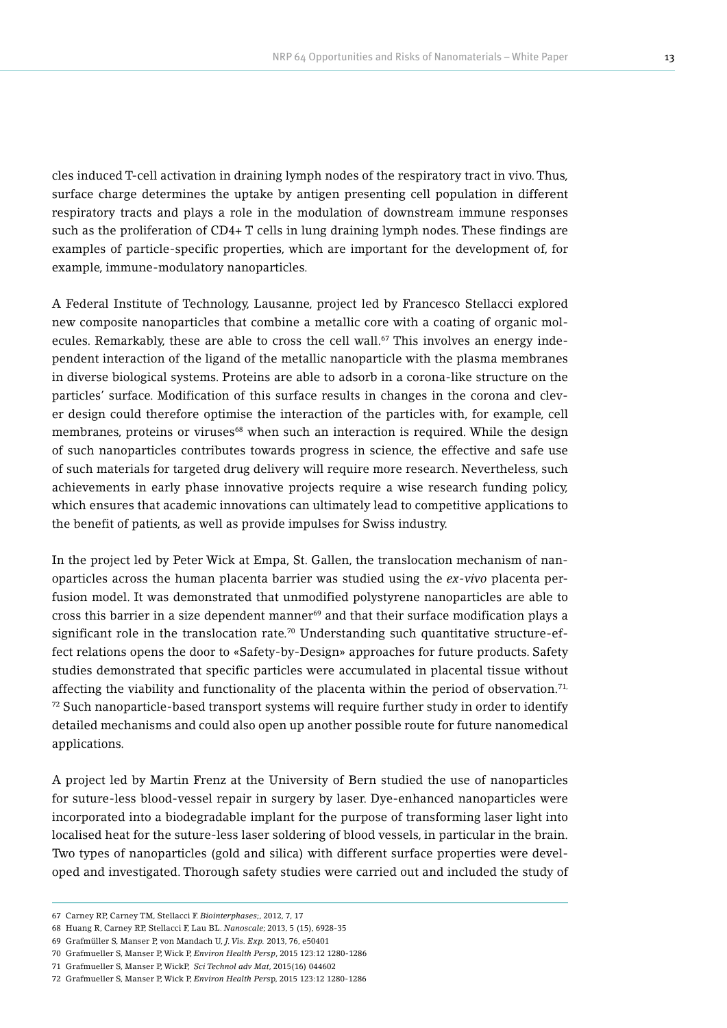cles induced T-cell activation in draining lymph nodes of the respiratory tract in vivo. Thus, surface charge determines the uptake by antigen presenting cell population in different respiratory tracts and plays a role in the modulation of downstream immune responses such as the proliferation of CD4+ T cells in lung draining lymph nodes. These findings are examples of particle-specific properties, which are important for the development of, for example, immune-modulatory nanoparticles.

A Federal Institute of Technology, Lausanne, project led by Francesco Stellacci explored new composite nanoparticles that combine a metallic core with a coating of organic molecules. Remarkably, these are able to cross the cell wall.[67] This involves an energy independent interaction of the ligand of the metallic nanoparticle with the plasma membranes in diverse biological systems. Proteins are able to adsorb in a corona-like structure on the particles' surface. Modification of this surface results in changes in the corona and clever design could therefore optimise the interaction of the particles with, for example, cell membranes, proteins or viruses[68] when such an interaction is required. While the design of such nanoparticles contributes towards progress in science, the effective and safe use of such materials for targeted drug delivery will require more research. Nevertheless, such achievements in early phase innovative projects require a wise research funding policy, which ensures that academic innovations can ultimately lead to competitive applications to the benefit of patients, as well as provide impulses for Swiss industry.

In the project led by Peter Wick at Empa, St. Gallen, the translocation mechanism of nanoparticles across the human placenta barrier was studied using the *ex-vivo* placenta perfusion model. It was demonstrated that unmodified polystyrene nanoparticles are able to cross this barrier in a size dependent manner[69] and that their surface modification plays a significant role in the translocation rate.[70] Understanding such quantitative structure-effect relations opens the door to «Safety-by-Design» approaches for future products. Safety studies demonstrated that specific particles were accumulated in placental tissue without affecting the viability and functionality of the placenta within the period of observation.[71, 72] Such nanoparticle-based transport systems will require further study in order to identify detailed mechanisms and could also open up another possible route for future nanomedical applications.

A project led by Martin Frenz at the University of Bern studied the use of nanoparticles for suture-less blood-vessel repair in surgery by laser. Dye-enhanced nanoparticles were incorporated into a biodegradable implant for the purpose of transforming laser light into localised heat for the suture-less laser soldering of blood vessels, in particular in the brain. Two types of nanoparticles (gold and silica) with different surface properties were developed and investigated. Thorough safety studies were carried out and included the study of

---

67 Carney RP, Carney TM, Stellacci F. *Biointerphases*;, 2012, 7, 17

68 Huang R, Carney RP, Stellacci F, Lau BL. *Nanoscale*; 2013, 5 (15), 6928-35

69 Grafmüller S, Manser P, von Mandach U, *J. Vis. Exp.* 2013, 76, e50401

70 Grafmueller S, Manser P, Wick P, *Environ Health Persp*, 2015 123:12 1280-1286

71 Grafmueller S, Manser P, WickP, *Sci Technol adv Mat*, 2015(16) 044602

72 Grafmueller S, Manser P, Wick P, *Environ Health Persp*, 2015 123:12 1280-1286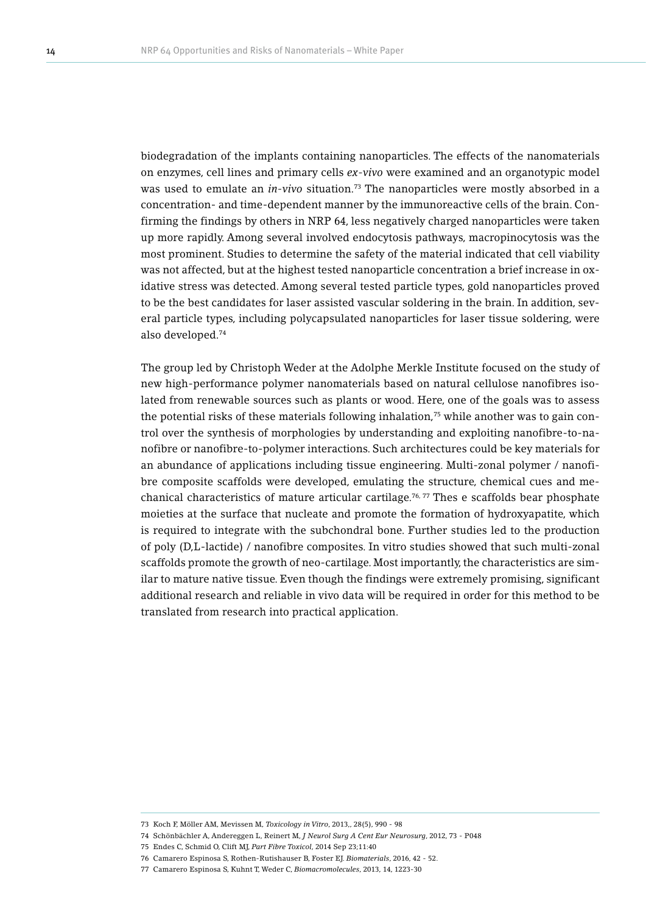biodegradation of the implants containing nanoparticles. The effects of the nanomaterials on enzymes, cell lines and primary cells *ex-vivo* were examined and an organotypic model was used to emulate an *in-vivo* situation.[73] The nanoparticles were mostly absorbed in a concentration- and time-dependent manner by the immunoreactive cells of the brain. Confirming the findings by others in NRP 64, less negatively charged nanoparticles were taken up more rapidly. Among several involved endocytosis pathways, macropinocytosis was the most prominent. Studies to determine the safety of the material indicated that cell viability was not affected, but at the highest tested nanoparticle concentration a brief increase in oxidative stress was detected. Among several tested particle types, gold nanoparticles proved to be the best candidates for laser assisted vascular soldering in the brain. In addition, several particle types, including polycapsulated nanoparticles for laser tissue soldering, were also developed.[74]

The group led by Christoph Weder at the Adolphe Merkle Institute focused on the study of new high-performance polymer nanomaterials based on natural cellulose nanofibres isolated from renewable sources such as plants or wood. Here, one of the goals was to assess the potential risks of these materials following inhalation,[75] while another was to gain control over the synthesis of morphologies by understanding and exploiting nanofibre-to-nanofibre or nanofibre-to-polymer interactions. Such architectures could be key materials for an abundance of applications including tissue engineering. Multi-zonal polymer / nanofibre composite scaffolds were developed, emulating the structure, chemical cues and mechanical characteristics of mature articular cartilage.[76, 77] Thes e scaffolds bear phosphate moieties at the surface that nucleate and promote the formation of hydroxyapatite, which is required to integrate with the subchondral bone. Further studies led to the production of poly (D,L-lactide) / nanofibre composites. In vitro studies showed that such multi-zonal scaffolds promote the growth of neo-cartilage. Most importantly, the characteristics are similar to mature native tissue. Even though the findings were extremely promising, significant additional research and reliable in vivo data will be required in order for this method to be translated from research into practical application.

---

73 Koch F, Möller AM, Mevissen M, *Toxicology in Vitro*, 2013,, 28(5), 990 - 98

74 Schönbächler A, Andereggen L, Reinert M, *J Neurol Surg A Cent Eur Neurosurg*, 2012, 73 - P048

75 Endes C, Schmid O, Clift MJ, *Part Fibre Toxicol*, 2014 Sep 23;11:40

76 Camarero Espinosa S, Rothen-Rutishauser B, Foster EJ. *Biomaterials*, 2016, 42 - 52.

77 Camarero Espinosa S, Kuhnt T, Weder C, *Biomacromolecules*, 2013, 14, 1223-30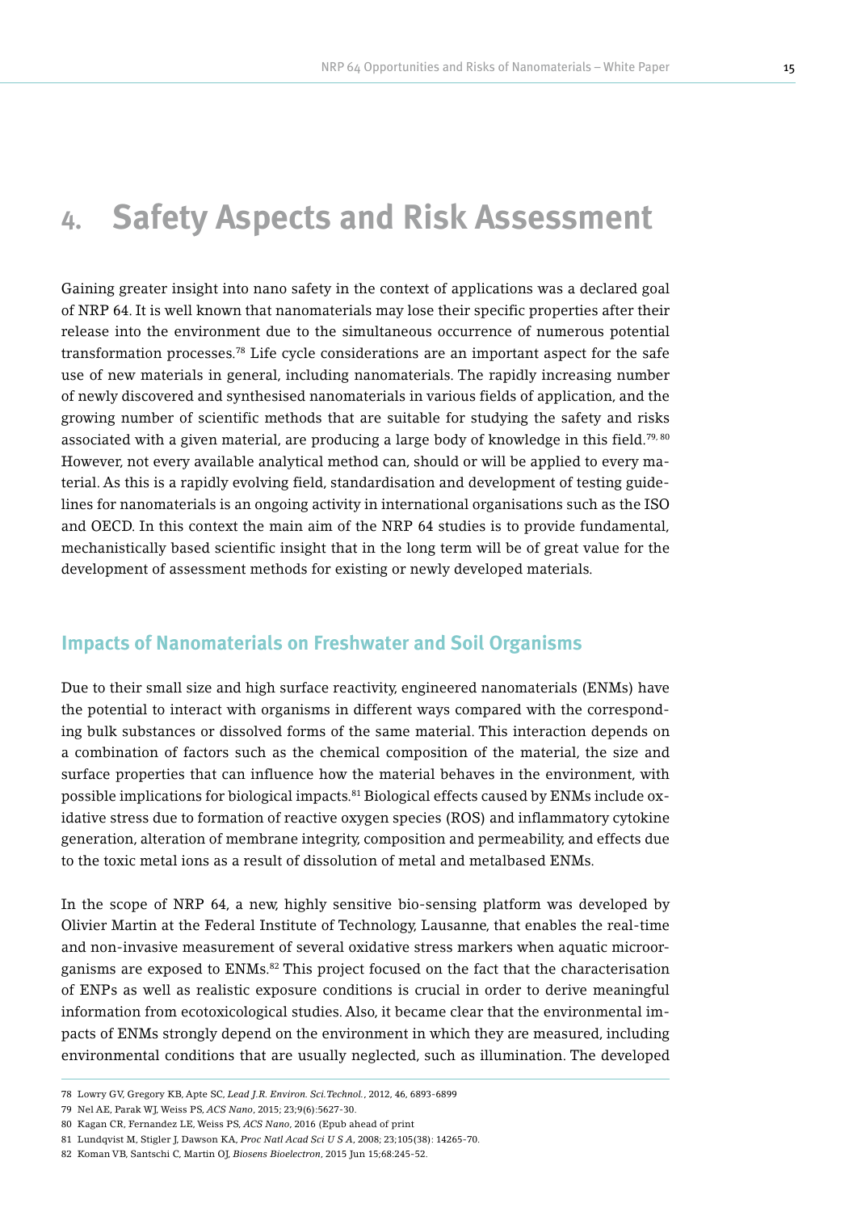# 4. Safety Aspects and Risk Assessment

Gaining greater insight into nano safety in the context of applications was a declared goal of NRP 64. It is well known that nanomaterials may lose their specific properties after their release into the environment due to the simultaneous occurrence of numerous potential transformation processes.[78] Life cycle considerations are an important aspect for the safe use of new materials in general, including nanomaterials. The rapidly increasing number of newly discovered and synthesised nanomaterials in various fields of application, and the growing number of scientific methods that are suitable for studying the safety and risks associated with a given material, are producing a large body of knowledge in this field.[79, 80] However, not every available analytical method can, should or will be applied to every material. As this is a rapidly evolving field, standardisation and development of testing guidelines for nanomaterials is an ongoing activity in international organisations such as the ISO and OECD. In this context the main aim of the NRP 64 studies is to provide fundamental, mechanistically based scientific insight that in the long term will be of great value for the development of assessment methods for existing or newly developed materials.

## Impacts of Nanomaterials on Freshwater and Soil Organisms

Due to their small size and high surface reactivity, engineered nanomaterials (ENMs) have the potential to interact with organisms in different ways compared with the corresponding bulk substances or dissolved forms of the same material. This interaction depends on a combination of factors such as the chemical composition of the material, the size and surface properties that can influence how the material behaves in the environment, with possible implications for biological impacts.[81] Biological effects caused by ENMs include oxidative stress due to formation of reactive oxygen species (ROS) and inflammatory cytokine generation, alteration of membrane integrity, composition and permeability, and effects due to the toxic metal ions as a result of dissolution of metal and metalbased ENMs.

In the scope of NRP 64, a new, highly sensitive bio-sensing platform was developed by Olivier Martin at the Federal Institute of Technology, Lausanne, that enables the real-time and non-invasive measurement of several oxidative stress markers when aquatic microorganisms are exposed to ENMs.[82] This project focused on the fact that the characterisation of ENPs as well as realistic exposure conditions is crucial in order to derive meaningful information from ecotoxicological studies. Also, it became clear that the environmental impacts of ENMs strongly depend on the environment in which they are measured, including environmental conditions that are usually neglected, such as illumination. The developed

---

78 Lowry GV, Gregory KB, Apte SC, *Lead J.R. Environ. Sci.Technol.*, 2012, 46, 6893-6899

79 Nel AE, Parak WJ, Weiss PS, *ACS Nano*, 2015; 23;9(6):5627-30.

80 Kagan CR, Fernandez LE, Weiss PS, *ACS Nano*, 2016 (Epub ahead of print

81 Lundqvist M, Stigler J, Dawson KA, *Proc Natl Acad Sci U S A*, 2008; 23;105(38): 14265-70.

82 Koman VB, Santschi C, Martin OJ, *Biosens Bioelectron*, 2015 Jun 15;68:245-52.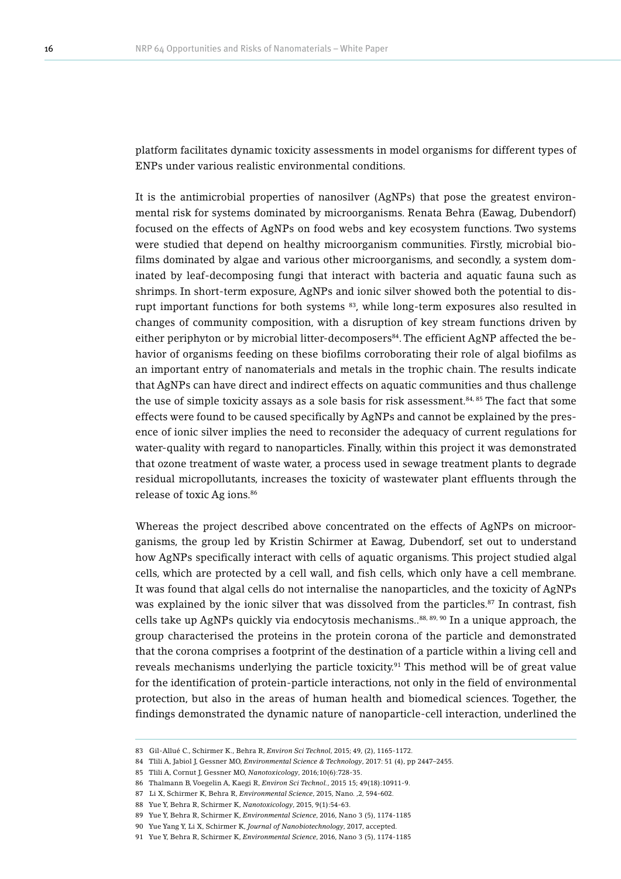platform facilitates dynamic toxicity assessments in model organisms for different types of ENPs under various realistic environmental conditions.

It is the antimicrobial properties of nanosilver (AgNPs) that pose the greatest environmental risk for systems dominated by microorganisms. Renata Behra (Eawag, Dubendorf) focused on the effects of AgNPs on food webs and key ecosystem functions. Two systems were studied that depend on healthy microorganism communities. Firstly, microbial biofilms dominated by algae and various other microorganisms, and secondly, a system dominated by leaf-decomposing fungi that interact with bacteria and aquatic fauna such as shrimps. In short-term exposure, AgNPs and ionic silver showed both the potential to disrupt important functions for both systems [83], while long-term exposures also resulted in changes of community composition, with a disruption of key stream functions driven by either periphyton or by microbial litter-decomposers[84]. The efficient AgNP affected the behavior of organisms feeding on these biofilms corroborating their role of algal biofilms as an important entry of nanomaterials and metals in the trophic chain. The results indicate that AgNPs can have direct and indirect effects on aquatic communities and thus challenge the use of simple toxicity assays as a sole basis for risk assessment.[84, 85] The fact that some effects were found to be caused specifically by AgNPs and cannot be explained by the presence of ionic silver implies the need to reconsider the adequacy of current regulations for water-quality with regard to nanoparticles. Finally, within this project it was demonstrated that ozone treatment of waste water, a process used in sewage treatment plants to degrade residual micropollutants, increases the toxicity of wastewater plant effluents through the release of toxic Ag ions.[86]

Whereas the project described above concentrated on the effects of AgNPs on microorganisms, the group led by Kristin Schirmer at Eawag, Dubendorf, set out to understand how AgNPs specifically interact with cells of aquatic organisms. This project studied algal cells, which are protected by a cell wall, and fish cells, which only have a cell membrane. It was found that algal cells do not internalise the nanoparticles, and the toxicity of AgNPs was explained by the ionic silver that was dissolved from the particles.[87] In contrast, fish cells take up AgNPs quickly via endocytosis mechanisms..[88, 89, 90] In a unique approach, the group characterised the proteins in the protein corona of the particle and demonstrated that the corona comprises a footprint of the destination of a particle within a living cell and reveals mechanisms underlying the particle toxicity.[91] This method will be of great value for the identification of protein-particle interactions, not only in the field of environmental protection, but also in the areas of human health and biomedical sciences. Together, the findings demonstrated the dynamic nature of nanoparticle-cell interaction, underlined the

---

83 Gil-Allué C., Schirmer K., Behra R, *Environ Sci Technol*, 2015; 49, (2), 1165-1172.

84 Tlili A, Jabiol J, Gessner MO, *Environmental Science & Technology*, 2017: 51 (4), pp 2447–2455.

85 Tlili A, Cornut J, Gessner MO, *Nanotoxicology*, 2016;10(6):728-35.

86 Thalmann B, Voegelin A, Kaegi R, *Environ Sci Technol.*, 2015 15; 49(18):10911-9.

87 Li X, Schirmer K, Behra R, *Environmental Science*, 2015, Nano. ,2, 594-602.

88 Yue Y, Behra R, Schirmer K, *Nanotoxicology*, 2015, 9(1):54-63.

89 Yue Y, Behra R, Schirmer K, *Environmental Science*, 2016, Nano 3 (5), 1174-1185

90 Yue Yang Y, Li X, Schirmer K, *Journal of Nanobiotechnology*, 2017, accepted.

91 Yue Y, Behra R, Schirmer K, *Environmental Science*, 2016, Nano 3 (5), 1174-1185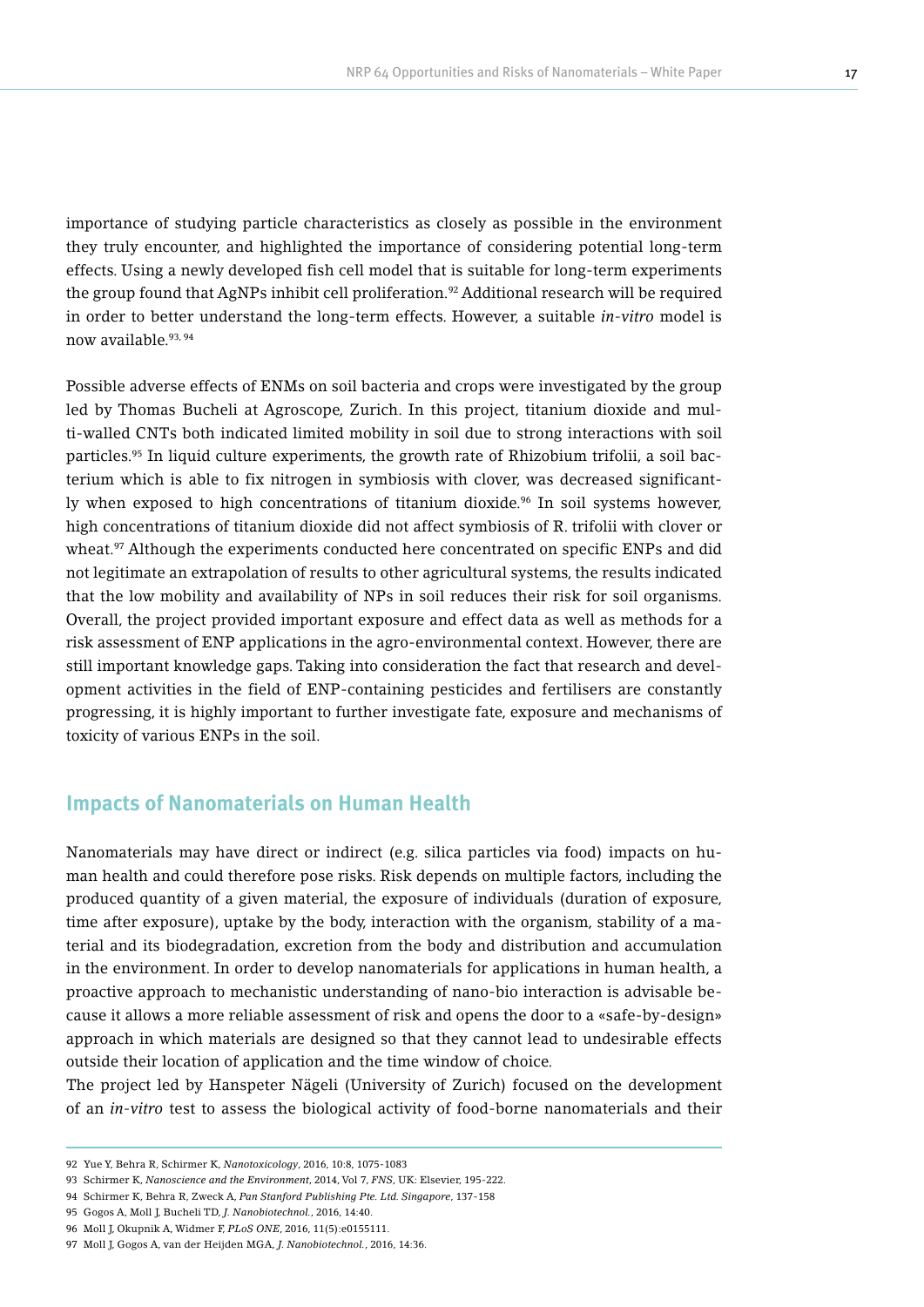importance of studying particle characteristics as closely as possible in the environment they truly encounter, and highlighted the importance of considering potential long-term effects. Using a newly developed fish cell model that is suitable for long-term experiments the group found that AgNPs inhibit cell proliferation.[92] Additional research will be required in order to better understand the long-term effects. However, a suitable *in-vitro* model is now available.[93, 94]

Possible adverse effects of ENMs on soil bacteria and crops were investigated by the group led by Thomas Bucheli at Agroscope, Zurich. In this project, titanium dioxide and multi-walled CNTs both indicated limited mobility in soil due to strong interactions with soil particles.[95] In liquid culture experiments, the growth rate of Rhizobium trifolii, a soil bacterium which is able to fix nitrogen in symbiosis with clover, was decreased significantly when exposed to high concentrations of titanium dioxide.[96] In soil systems however, high concentrations of titanium dioxide did not affect symbiosis of R. trifolii with clover or wheat.[97] Although the experiments conducted here concentrated on specific ENPs and did not legitimate an extrapolation of results to other agricultural systems, the results indicated that the low mobility and availability of NPs in soil reduces their risk for soil organisms. Overall, the project provided important exposure and effect data as well as methods for a risk assessment of ENP applications in the agro-environmental context. However, there are still important knowledge gaps. Taking into consideration the fact that research and development activities in the field of ENP-containing pesticides and fertilisers are constantly progressing, it is highly important to further investigate fate, exposure and mechanisms of toxicity of various ENPs in the soil.

## Impacts of Nanomaterials on Human Health

Nanomaterials may have direct or indirect (e.g. silica particles via food) impacts on human health and could therefore pose risks. Risk depends on multiple factors, including the produced quantity of a given material, the exposure of individuals (duration of exposure, time after exposure), uptake by the body, interaction with the organism, stability of a material and its biodegradation, excretion from the body and distribution and accumulation in the environment. In order to develop nanomaterials for applications in human health, a proactive approach to mechanistic understanding of nano-bio interaction is advisable because it allows a more reliable assessment of risk and opens the door to a «safe-by-design» approach in which materials are designed so that they cannot lead to undesirable effects outside their location of application and the time window of choice.

The project led by Hanspeter Nägeli (University of Zurich) focused on the development of an *in-vitro* test to assess the biological activity of food-borne nanomaterials and their

---

92 Yue Y, Behra R, Schirmer K, *Nanotoxicology*, 2016, 10:8, 1075-1083

93 Schirmer K, *Nanoscience and the Environment*, 2014, Vol 7, *FNS*, UK: Elsevier, 195-222.

94 Schirmer K, Behra R, Zweck A, *Pan Stanford Publishing Pte. Ltd. Singapore*, 137-158

95 Gogos A, Moll J, Bucheli TD, *J. Nanobiotechnol.*, 2016, 14:40.

96 Moll J, Okupnik A, Widmer F, *PLoS ONE*, 2016, 11(5):e0155111.

97 Moll J, Gogos A, van der Heijden MGA, *J. Nanobiotechnol.*, 2016, 14:36.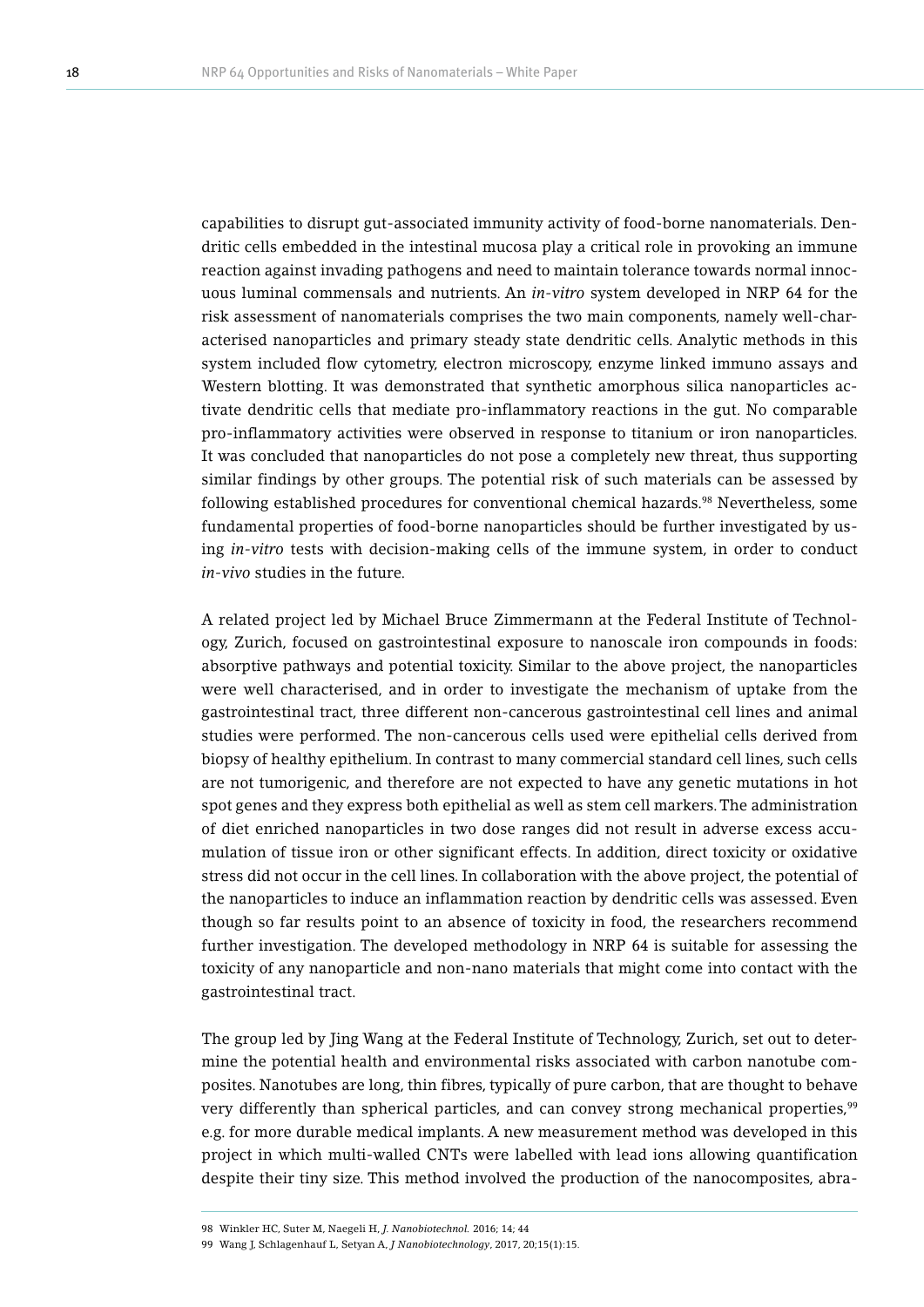capabilities to disrupt gut-associated immunity activity of food-borne nanomaterials. Dendritic cells embedded in the intestinal mucosa play a critical role in provoking an immune reaction against invading pathogens and need to maintain tolerance towards normal innocuous luminal commensals and nutrients. An *in-vitro* system developed in NRP 64 for the risk assessment of nanomaterials comprises the two main components, namely well-characterised nanoparticles and primary steady state dendritic cells. Analytic methods in this system included flow cytometry, electron microscopy, enzyme linked immuno assays and Western blotting. It was demonstrated that synthetic amorphous silica nanoparticles activate dendritic cells that mediate pro-inflammatory reactions in the gut. No comparable pro-inflammatory activities were observed in response to titanium or iron nanoparticles. It was concluded that nanoparticles do not pose a completely new threat, thus supporting similar findings by other groups. The potential risk of such materials can be assessed by following established procedures for conventional chemical hazards.[98] Nevertheless, some fundamental properties of food-borne nanoparticles should be further investigated by using *in-vitro* tests with decision-making cells of the immune system, in order to conduct *in-vivo* studies in the future.

A related project led by Michael Bruce Zimmermann at the Federal Institute of Technology, Zurich, focused on gastrointestinal exposure to nanoscale iron compounds in foods: absorptive pathways and potential toxicity. Similar to the above project, the nanoparticles were well characterised, and in order to investigate the mechanism of uptake from the gastrointestinal tract, three different non-cancerous gastrointestinal cell lines and animal studies were performed. The non-cancerous cells used were epithelial cells derived from biopsy of healthy epithelium. In contrast to many commercial standard cell lines, such cells are not tumorigenic, and therefore are not expected to have any genetic mutations in hot spot genes and they express both epithelial as well as stem cell markers. The administration of diet enriched nanoparticles in two dose ranges did not result in adverse excess accumulation of tissue iron or other significant effects. In addition, direct toxicity or oxidative stress did not occur in the cell lines. In collaboration with the above project, the potential of the nanoparticles to induce an inflammation reaction by dendritic cells was assessed. Even though so far results point to an absence of toxicity in food, the researchers recommend further investigation. The developed methodology in NRP 64 is suitable for assessing the toxicity of any nanoparticle and non-nano materials that might come into contact with the gastrointestinal tract.

The group led by Jing Wang at the Federal Institute of Technology, Zurich, set out to determine the potential health and environmental risks associated with carbon nanotube composites. Nanotubes are long, thin fibres, typically of pure carbon, that are thought to behave very differently than spherical particles, and can convey strong mechanical properties,[99] e.g. for more durable medical implants. A new measurement method was developed in this project in which multi-walled CNTs were labelled with lead ions allowing quantification despite their tiny size. This method involved the production of the nanocomposites, abra-

98 Winkler HC, Suter M, Naegeli H, *J. Nanobiotechnol.* 2016; 14; 44

99 Wang J, Schlagenhauf L, Setyan A, *J Nanobiotechnology*, 2017, 20;15(1):15.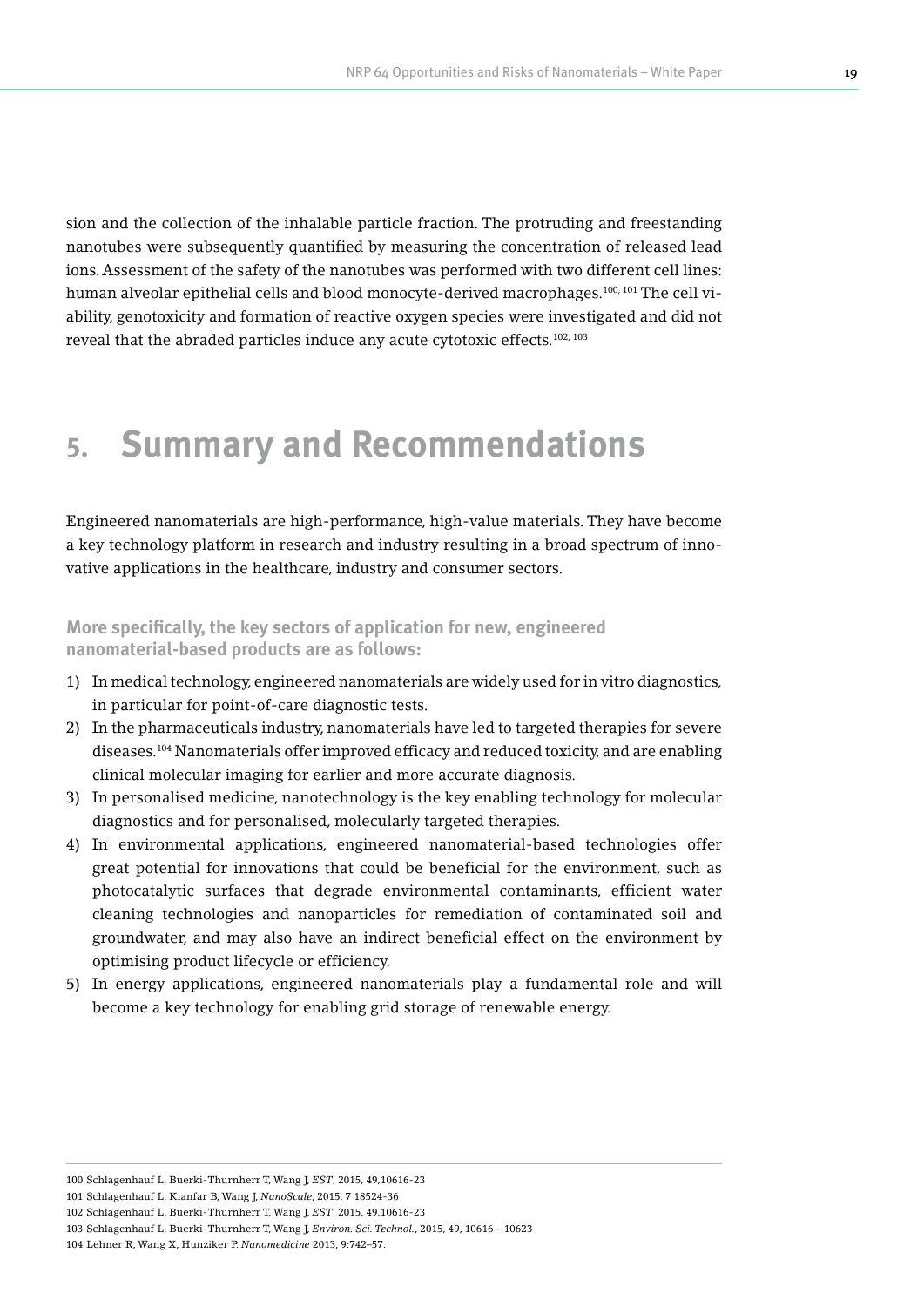sion and the collection of the inhalable particle fraction. The protruding and freestanding nanotubes were subsequently quantified by measuring the concentration of released lead ions. Assessment of the safety of the nanotubes was performed with two different cell lines: human alveolar epithelial cells and blood monocyte-derived macrophages.[100, 101] The cell viability, genotoxicity and formation of reactive oxygen species were investigated and did not reveal that the abraded particles induce any acute cytotoxic effects.[102, 103]

# 5. Summary and Recommendations

Engineered nanomaterials are high-performance, high-value materials. They have become a key technology platform in research and industry resulting in a broad spectrum of innovative applications in the healthcare, industry and consumer sectors.

### More specifically, the key sectors of application for new, engineered nanomaterial-based products are as follows:

1) In medical technology, engineered nanomaterials are widely used for in vitro diagnostics, in particular for point-of-care diagnostic tests.
2) In the pharmaceuticals industry, nanomaterials have led to targeted therapies for severe diseases.[104] Nanomaterials offer improved efficacy and reduced toxicity, and are enabling clinical molecular imaging for earlier and more accurate diagnosis.
3) In personalised medicine, nanotechnology is the key enabling technology for molecular diagnostics and for personalised, molecularly targeted therapies.
4) In environmental applications, engineered nanomaterial-based technologies offer great potential for innovations that could be beneficial for the environment, such as photocatalytic surfaces that degrade environmental contaminants, efficient water cleaning technologies and nanoparticles for remediation of contaminated soil and groundwater, and may also have an indirect beneficial effect on the environment by optimising product lifecycle or efficiency.
5) In energy applications, engineered nanomaterials play a fundamental role and will become a key technology for enabling grid storage of renewable energy.

---

100 Schlagenhauf L, Buerki-Thurnherr T, Wang J, *EST*, 2015, 49,10616-23

101 Schlagenhauf L, Kianfar B, Wang J, *NanoScale*, 2015, 7 18524-36

102 Schlagenhauf L, Buerki-Thurnherr T, Wang J, *EST*, 2015, 49,10616-23

103 Schlagenhauf L, Buerki-Thurnherr T, Wang J, *Environ. Sci. Technol.*, 2015, 49, 10616 - 10623

104 Lehner R, Wang X, Hunziker P. *Nanomedicine* 2013, 9:742–57.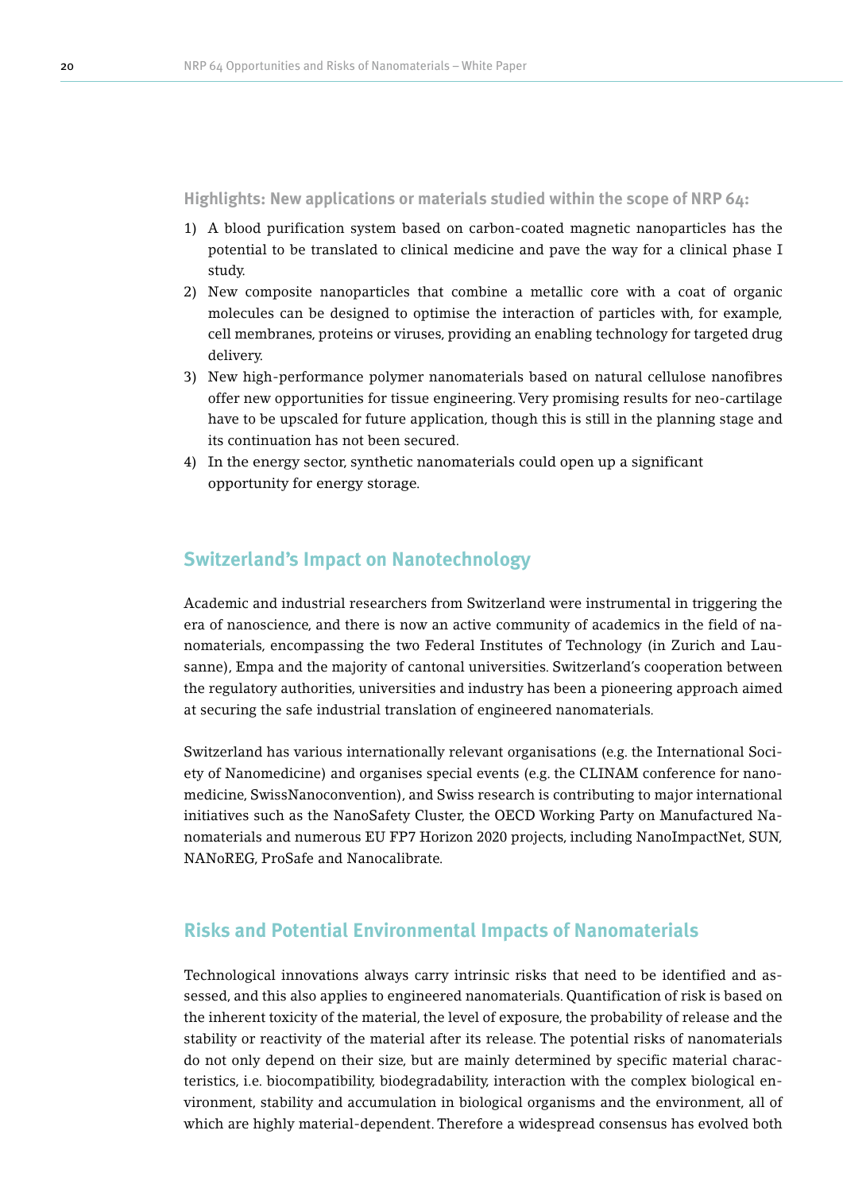**Highlights: New applications or materials studied within the scope of NRP 64:**

1) A blood purification system based on carbon-coated magnetic nanoparticles has the potential to be translated to clinical medicine and pave the way for a clinical phase I study.
2) New composite nanoparticles that combine a metallic core with a coat of organic molecules can be designed to optimise the interaction of particles with, for example, cell membranes, proteins or viruses, providing an enabling technology for targeted drug delivery.
3) New high-performance polymer nanomaterials based on natural cellulose nanofibres offer new opportunities for tissue engineering. Very promising results for neo-cartilage have to be upscaled for future application, though this is still in the planning stage and its continuation has not been secured.
4) In the energy sector, synthetic nanomaterials could open up a significant opportunity for energy storage.

## Switzerland's Impact on Nanotechnology

Academic and industrial researchers from Switzerland were instrumental in triggering the era of nanoscience, and there is now an active community of academics in the field of nanomaterials, encompassing the two Federal Institutes of Technology (in Zurich and Lausanne), Empa and the majority of cantonal universities. Switzerland's cooperation between the regulatory authorities, universities and industry has been a pioneering approach aimed at securing the safe industrial translation of engineered nanomaterials.

Switzerland has various internationally relevant organisations (e.g. the International Society of Nanomedicine) and organises special events (e.g. the CLINAM conference for nanomedicine, SwissNanoconvention), and Swiss research is contributing to major international initiatives such as the NanoSafety Cluster, the OECD Working Party on Manufactured Nanomaterials and numerous EU FP7 Horizon 2020 projects, including NanoImpactNet, SUN, NANoREG, ProSafe and Nanocalibrate.

## Risks and Potential Environmental Impacts of Nanomaterials

Technological innovations always carry intrinsic risks that need to be identified and assessed, and this also applies to engineered nanomaterials. Quantification of risk is based on the inherent toxicity of the material, the level of exposure, the probability of release and the stability or reactivity of the material after its release. The potential risks of nanomaterials do not only depend on their size, but are mainly determined by specific material characteristics, i.e. biocompatibility, biodegradability, interaction with the complex biological environment, stability and accumulation in biological organisms and the environment, all of which are highly material-dependent. Therefore a widespread consensus has evolved both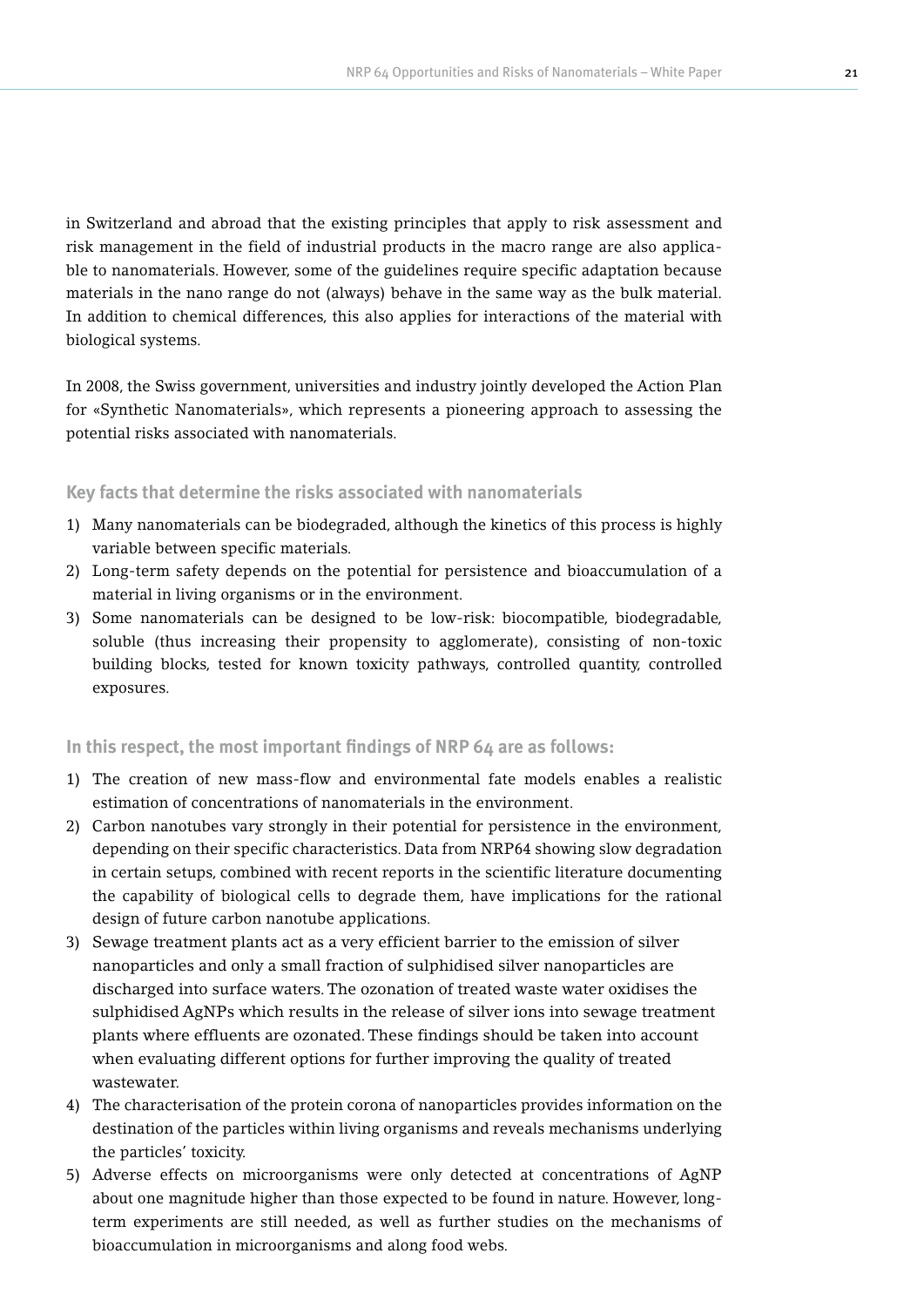in Switzerland and abroad that the existing principles that apply to risk assessment and risk management in the field of industrial products in the macro range are also applicable to nanomaterials. However, some of the guidelines require specific adaptation because materials in the nano range do not (always) behave in the same way as the bulk material. In addition to chemical differences, this also applies for interactions of the material with biological systems.

In 2008, the Swiss government, universities and industry jointly developed the Action Plan for «Synthetic Nanomaterials», which represents a pioneering approach to assessing the potential risks associated with nanomaterials.

### Key facts that determine the risks associated with nanomaterials

1) Many nanomaterials can be biodegraded, although the kinetics of this process is highly variable between specific materials.
2) Long-term safety depends on the potential for persistence and bioaccumulation of a material in living organisms or in the environment.
3) Some nanomaterials can be designed to be low-risk: biocompatible, biodegradable, soluble (thus increasing their propensity to agglomerate), consisting of non-toxic building blocks, tested for known toxicity pathways, controlled quantity, controlled exposures.

### In this respect, the most important findings of NRP 64 are as follows:

1) The creation of new mass-flow and environmental fate models enables a realistic estimation of concentrations of nanomaterials in the environment.
2) Carbon nanotubes vary strongly in their potential for persistence in the environment, depending on their specific characteristics. Data from NRP64 showing slow degradation in certain setups, combined with recent reports in the scientific literature documenting the capability of biological cells to degrade them, have implications for the rational design of future carbon nanotube applications.
3) Sewage treatment plants act as a very efficient barrier to the emission of silver nanoparticles and only a small fraction of sulphidised silver nanoparticles are discharged into surface waters. The ozonation of treated waste water oxidises the sulphidised AgNPs which results in the release of silver ions into sewage treatment plants where effluents are ozonated. These findings should be taken into account when evaluating different options for further improving the quality of treated wastewater.
4) The characterisation of the protein corona of nanoparticles provides information on the destination of the particles within living organisms and reveals mechanisms underlying the particles' toxicity.
5) Adverse effects on microorganisms were only detected at concentrations of AgNP about one magnitude higher than those expected to be found in nature. However, long-term experiments are still needed, as well as further studies on the mechanisms of bioaccumulation in microorganisms and along food webs.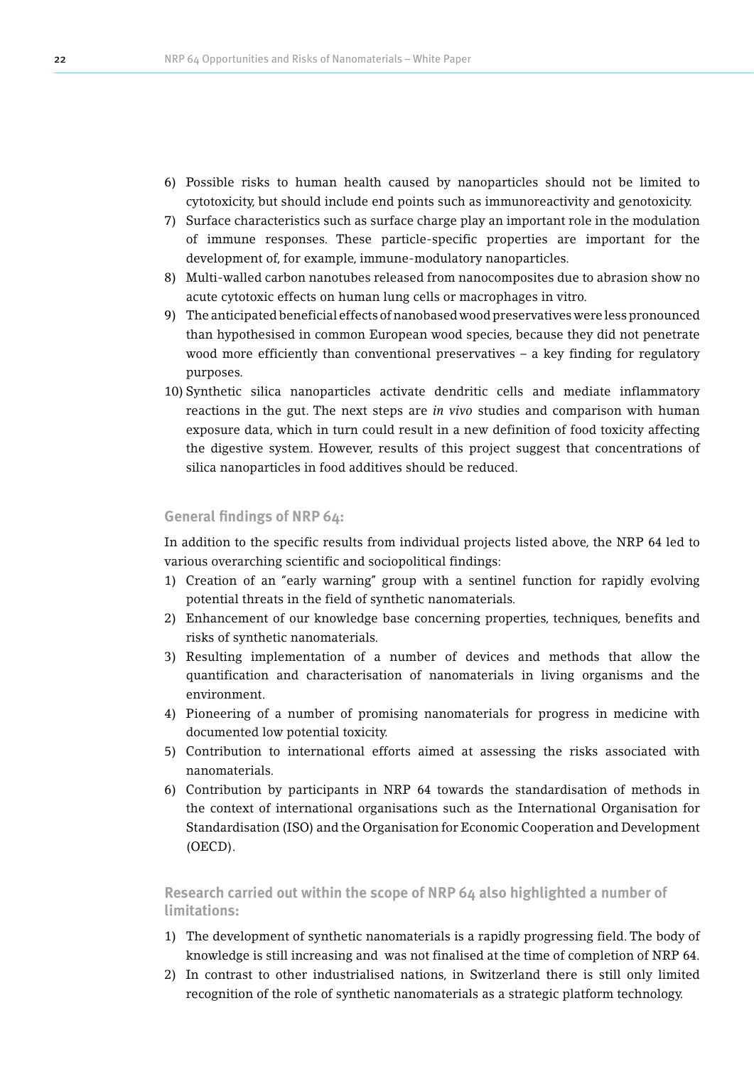6) Possible risks to human health caused by nanoparticles should not be limited to cytotoxicity, but should include end points such as immunoreactivity and genotoxicity.
7) Surface characteristics such as surface charge play an important role in the modulation of immune responses. These particle-specific properties are important for the development of, for example, immune-modulatory nanoparticles.
8) Multi-walled carbon nanotubes released from nanocomposites due to abrasion show no acute cytotoxic effects on human lung cells or macrophages in vitro.
9) The anticipated beneficial effects of nanobased wood preservatives were less pronounced than hypothesised in common European wood species, because they did not penetrate wood more efficiently than conventional preservatives – a key finding for regulatory purposes.
10) Synthetic silica nanoparticles activate dendritic cells and mediate inflammatory reactions in the gut. The next steps are *in vivo* studies and comparison with human exposure data, which in turn could result in a new definition of food toxicity affecting the digestive system. However, results of this project suggest that concentrations of silica nanoparticles in food additives should be reduced.

### General findings of NRP 64:

In addition to the specific results from individual projects listed above, the NRP 64 led to various overarching scientific and sociopolitical findings:

1) Creation of an "early warning" group with a sentinel function for rapidly evolving potential threats in the field of synthetic nanomaterials.
2) Enhancement of our knowledge base concerning properties, techniques, benefits and risks of synthetic nanomaterials.
3) Resulting implementation of a number of devices and methods that allow the quantification and characterisation of nanomaterials in living organisms and the environment.
4) Pioneering of a number of promising nanomaterials for progress in medicine with documented low potential toxicity.
5) Contribution to international efforts aimed at assessing the risks associated with nanomaterials.
6) Contribution by participants in NRP 64 towards the standardisation of methods in the context of international organisations such as the International Organisation for Standardisation (ISO) and the Organisation for Economic Cooperation and Development (OECD).

### Research carried out within the scope of NRP 64 also highlighted a number of limitations:

1) The development of synthetic nanomaterials is a rapidly progressing field. The body of knowledge is still increasing and was not finalised at the time of completion of NRP 64.
2) In contrast to other industrialised nations, in Switzerland there is still only limited recognition of the role of synthetic nanomaterials as a strategic platform technology.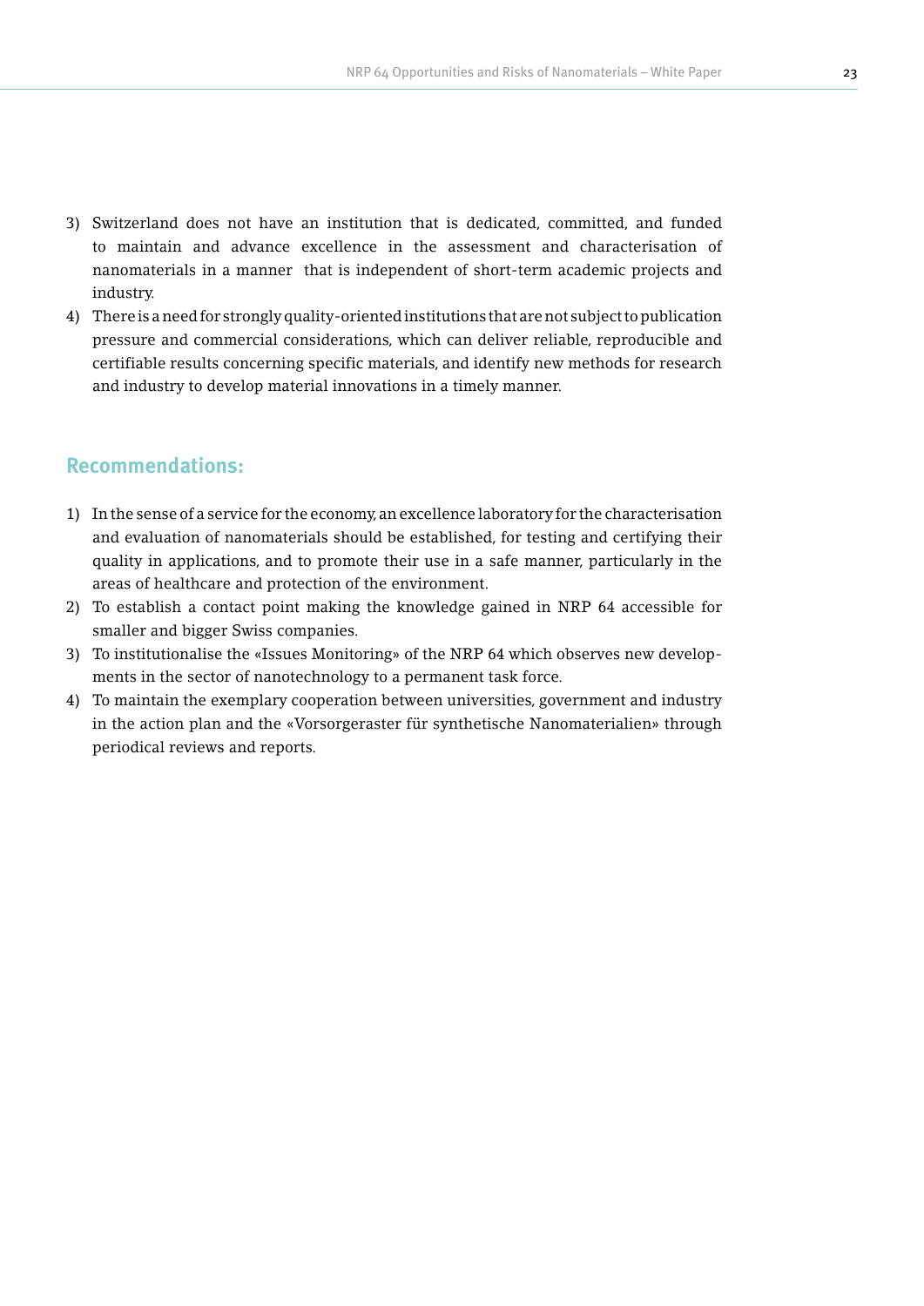3) Switzerland does not have an institution that is dedicated, committed, and funded to maintain and advance excellence in the assessment and characterisation of nanomaterials in a manner that is independent of short-term academic projects and industry.
4) There is a need for strongly quality-oriented institutions that are not subject to publication pressure and commercial considerations, which can deliver reliable, reproducible and certifiable results concerning specific materials, and identify new methods for research and industry to develop material innovations in a timely manner.

## Recommendations:

1) In the sense of a service for the economy, an excellence laboratory for the characterisation and evaluation of nanomaterials should be established, for testing and certifying their quality in applications, and to promote their use in a safe manner, particularly in the areas of healthcare and protection of the environment.
2) To establish a contact point making the knowledge gained in NRP 64 accessible for smaller and bigger Swiss companies.
3) To institutionalise the «Issues Monitoring» of the NRP 64 which observes new developments in the sector of nanotechnology to a permanent task force.
4) To maintain the exemplary cooperation between universities, government and industry in the action plan and the «Vorsorgeraster für synthetische Nanomaterialien» through periodical reviews and reports.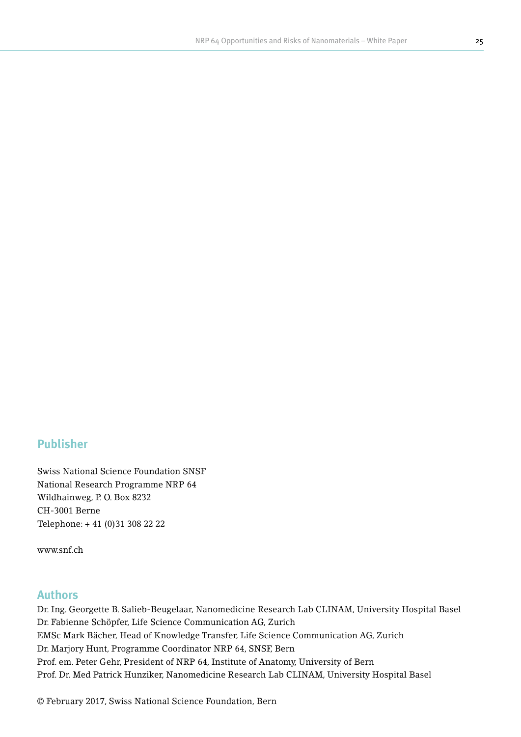## Publisher

Swiss National Science Foundation SNSF
National Research Programme NRP 64
Wildhainweg, P. O. Box 8232
CH-3001 Berne
Telephone: + 41 (0)31 308 22 22

www.snf.ch

## Authors

Dr. Ing. Georgette B. Salieb-Beugelaar, Nanomedicine Research Lab CLINAM, University Hospital Basel
Dr. Fabienne Schöpfer, Life Science Communication AG, Zurich
EMSc Mark Bächer, Head of Knowledge Transfer, Life Science Communication AG, Zurich
Dr. Marjory Hunt, Programme Coordinator NRP 64, SNSF, Bern
Prof. em. Peter Gehr, President of NRP 64, Institute of Anatomy, University of Bern
Prof. Dr. Med Patrick Hunziker, Nanomedicine Research Lab CLINAM, University Hospital Basel

© February 2017, Swiss National Science Foundation, Bern